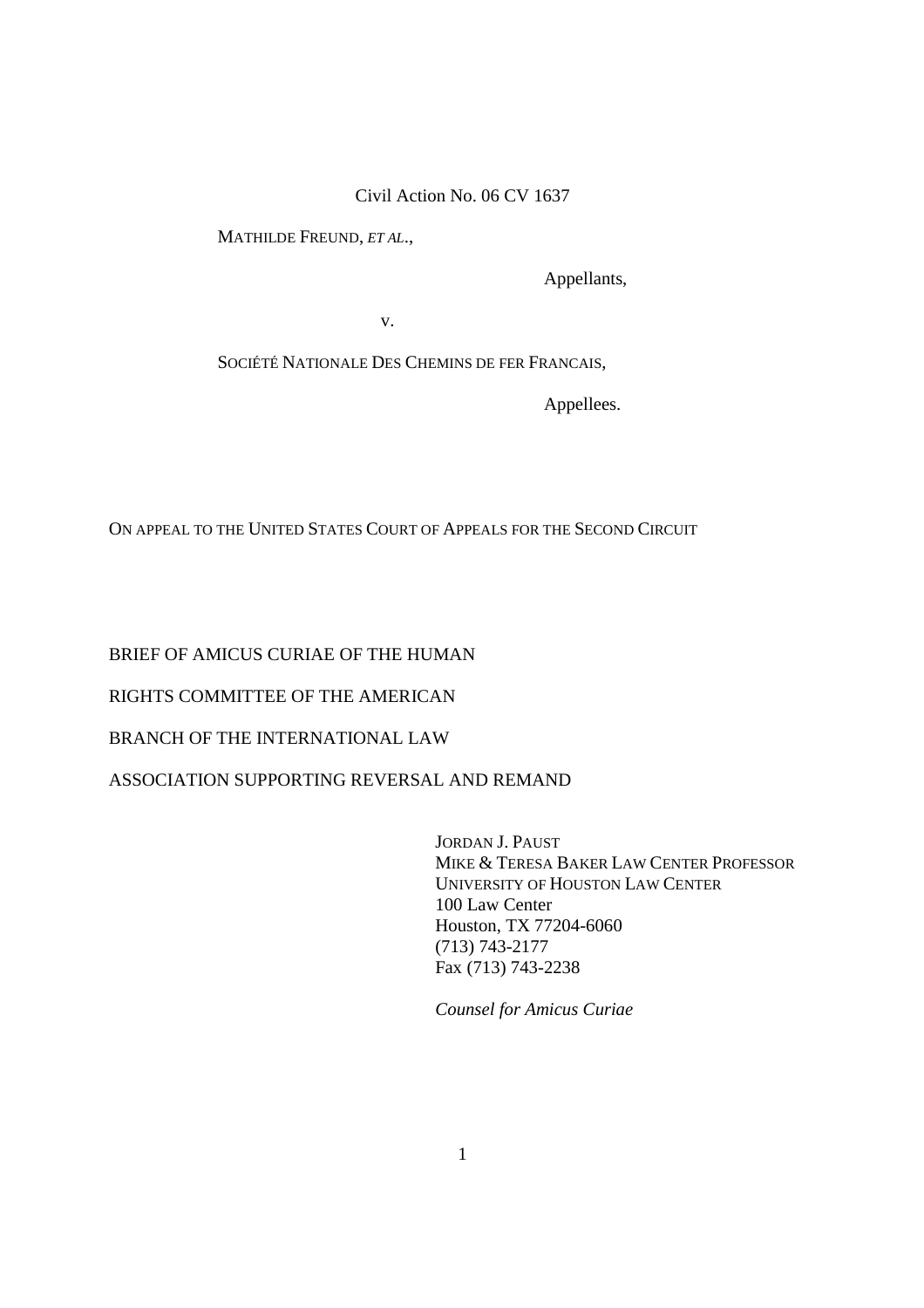Civil Action No. 06 CV 1637

MATHILDE FREUND, *ET AL*.,

Appellants,

v.

SOCIÉTÉ NATIONALE DES CHEMINS DE FER FRANCAIS,

Appellees.

ON APPEAL TO THE UNITED STATES COURT OF APPEALS FOR THE SECOND CIRCUIT

BRIEF OF AMICUS CURIAE OF THE HUMAN RIGHTS COMMITTEE OF THE AMERICAN BRANCH OF THE INTERNATIONAL LAW ASSOCIATION SUPPORTING REVERSAL AND REMAND

JORDAN J. PAUST
MIKE & TERESA BAKER LAW CENTER PROFESSOR
UNIVERSITY OF HOUSTON LAW CENTER
100 Law Center
Houston, TX 77204-6060
(713) 743-2177
Fax (713) 743-2238

*Counsel for Amicus Curiae*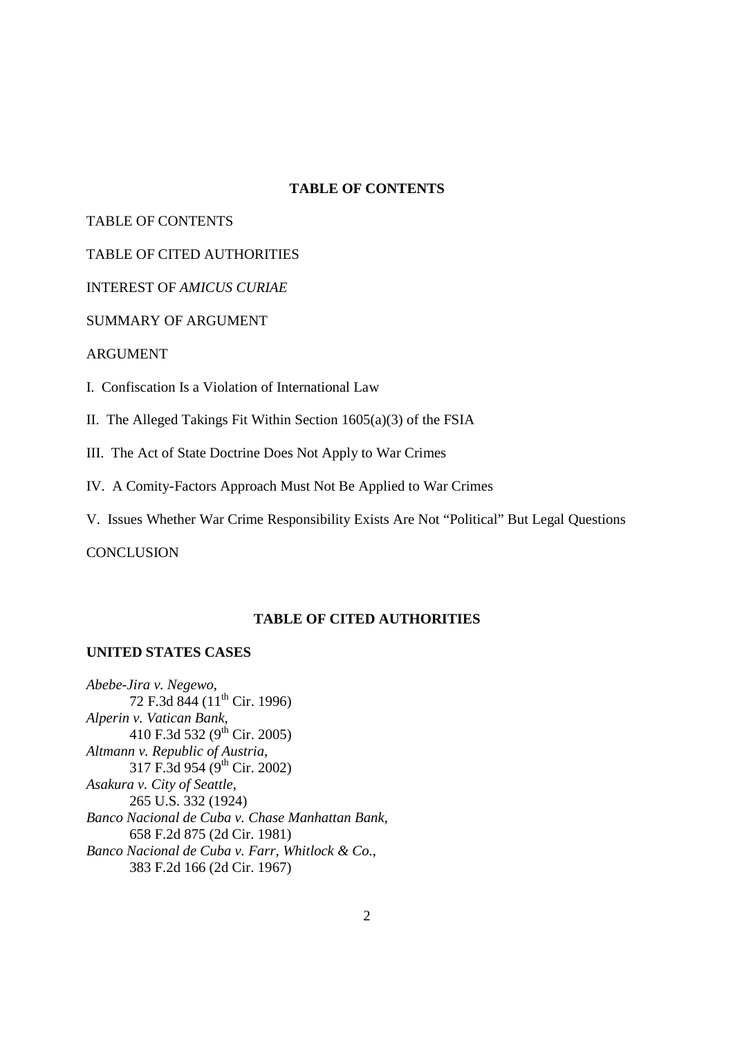## TABLE OF CONTENTS

TABLE OF CONTENTS

TABLE OF CITED AUTHORITIES

INTEREST OF *AMICUS CURIAE*

SUMMARY OF ARGUMENT

ARGUMENT

I. Confiscation Is a Violation of International Law

II. The Alleged Takings Fit Within Section 1605(a)(3) of the FSIA

III. The Act of State Doctrine Does Not Apply to War Crimes

IV. A Comity-Factors Approach Must Not Be Applied to War Crimes

V. Issues Whether War Crime Responsibility Exists Are Not "Political" But Legal Questions

CONCLUSION

## TABLE OF CITED AUTHORITIES

### UNITED STATES CASES

*Abebe-Jira v. Negewo*,
72 F.3d 844 (11th Cir. 1996)

*Alperin v. Vatican Bank*,
410 F.3d 532 (9th Cir. 2005)

*Altmann v. Republic of Austria*,
317 F.3d 954 (9th Cir. 2002)

*Asakura v. City of Seattle*,
265 U.S. 332 (1924)

*Banco Nacional de Cuba v. Chase Manhattan Bank*,
658 F.2d 875 (2d Cir. 1981)

*Banco Nacional de Cuba v. Farr, Whitlock & Co.*,
383 F.2d 166 (2d Cir. 1967)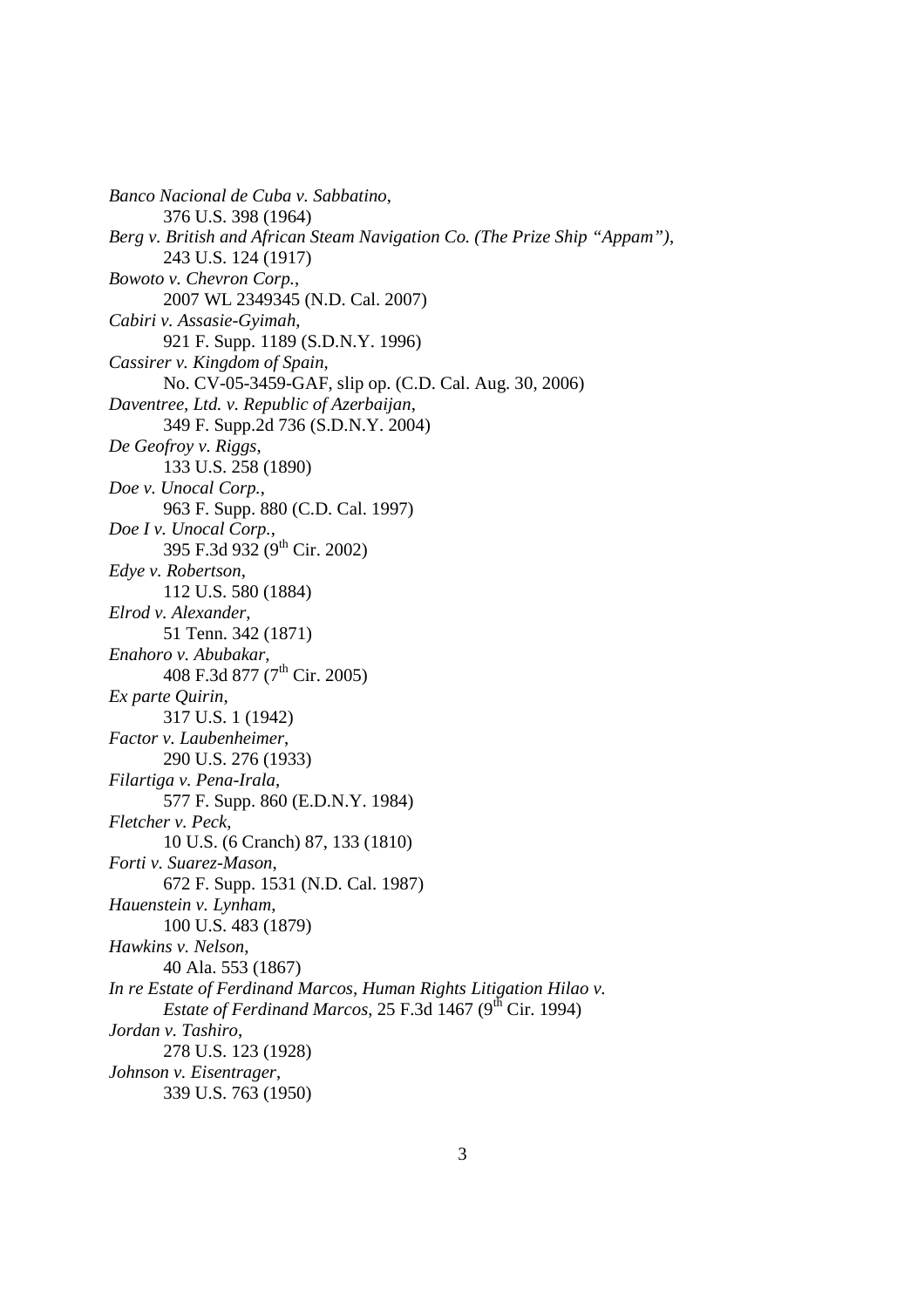*Banco Nacional de Cuba v. Sabbatino*,
376 U.S. 398 (1964)

*Berg v. British and African Steam Navigation Co. (The Prize Ship "Appam")*,
243 U.S. 124 (1917)

*Bowoto v. Chevron Corp.*,
2007 WL 2349345 (N.D. Cal. 2007)

*Cabiri v. Assasie-Gyimah*,
921 F. Supp. 1189 (S.D.N.Y. 1996)

*Cassirer v. Kingdom of Spain*,
No. CV-05-3459-GAF, slip op. (C.D. Cal. Aug. 30, 2006)

*Daventree, Ltd. v. Republic of Azerbaijan*,
349 F. Supp.2d 736 (S.D.N.Y. 2004)

*De Geofroy v. Riggs*,
133 U.S. 258 (1890)

*Doe v. Unocal Corp.*,
963 F. Supp. 880 (C.D. Cal. 1997)

*Doe I v. Unocal Corp.*,
395 F.3d 932 (9th Cir. 2002)

*Edye v. Robertson*,
112 U.S. 580 (1884)

*Elrod v. Alexander*,
51 Tenn. 342 (1871)

*Enahoro v. Abubakar*,
408 F.3d 877 (7th Cir. 2005)

*Ex parte Quirin*,
317 U.S. 1 (1942)

*Factor v. Laubenheimer*,
290 U.S. 276 (1933)

*Filartiga v. Pena-Irala*,
577 F. Supp. 860 (E.D.N.Y. 1984)

*Fletcher v. Peck*,
10 U.S. (6 Cranch) 87, 133 (1810)

*Forti v. Suarez-Mason*,
672 F. Supp. 1531 (N.D. Cal. 1987)

*Hauenstein v. Lynham*,
100 U.S. 483 (1879)

*Hawkins v. Nelson*,
40 Ala. 553 (1867)

*In re Estate of Ferdinand Marcos, Human Rights Litigation Hilao v. Estate of Ferdinand Marcos*, 25 F.3d 1467 (9th Cir. 1994)

*Jordan v. Tashiro*,
278 U.S. 123 (1928)

*Johnson v. Eisentrager*,
339 U.S. 763 (1950)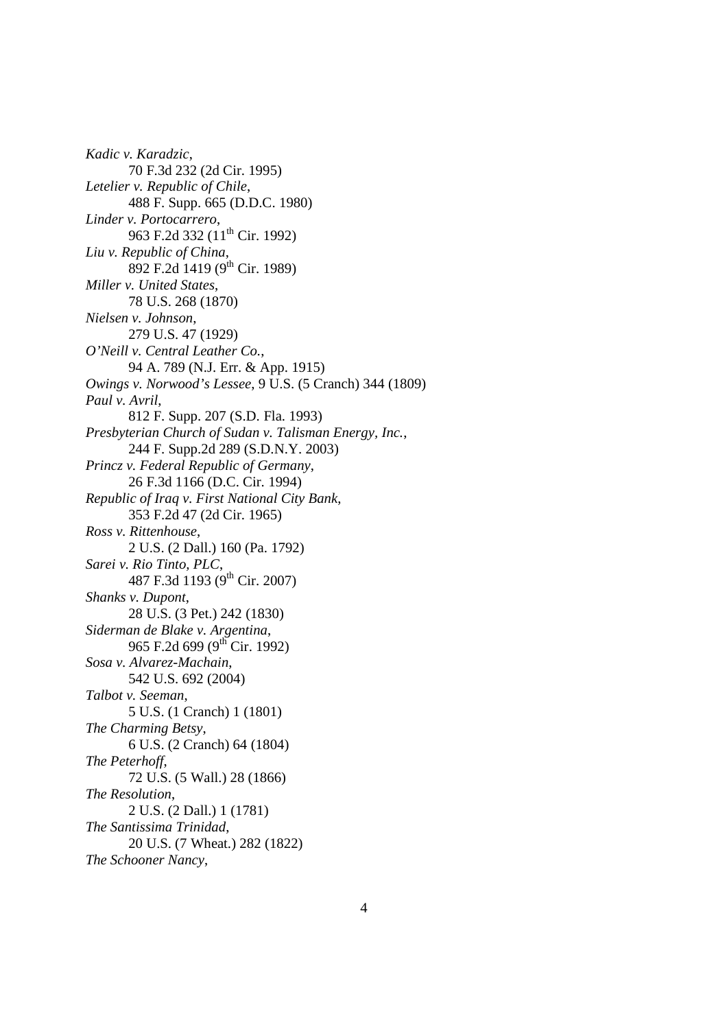*Kadic v. Karadzic*,
    70 F.3d 232 (2d Cir. 1995)

*Letelier v. Republic of Chile*,
    488 F. Supp. 665 (D.D.C. 1980)

*Linder v. Portocarrero*,
    963 F.2d 332 (11th Cir. 1992)

*Liu v. Republic of China*,
    892 F.2d 1419 (9th Cir. 1989)

*Miller v. United States*,
    78 U.S. 268 (1870)

*Nielsen v. Johnson*,
    279 U.S. 47 (1929)

*O'Neill v. Central Leather Co.*,
    94 A. 789 (N.J. Err. & App. 1915)

*Owings v. Norwood's Lessee*, 9 U.S. (5 Cranch) 344 (1809)

*Paul v. Avril*,
    812 F. Supp. 207 (S.D. Fla. 1993)

*Presbyterian Church of Sudan v. Talisman Energy, Inc.*,
    244 F. Supp.2d 289 (S.D.N.Y. 2003)

*Princz v. Federal Republic of Germany*,
    26 F.3d 1166 (D.C. Cir. 1994)

*Republic of Iraq v. First National City Bank*,
    353 F.2d 47 (2d Cir. 1965)

*Ross v. Rittenhouse*,
    2 U.S. (2 Dall.) 160 (Pa. 1792)

*Sarei v. Rio Tinto, PLC*,
    487 F.3d 1193 (9th Cir. 2007)

*Shanks v. Dupont*,
    28 U.S. (3 Pet.) 242 (1830)

*Siderman de Blake v. Argentina*,
    965 F.2d 699 (9th Cir. 1992)

*Sosa v. Alvarez-Machain*,
    542 U.S. 692 (2004)

*Talbot v. Seeman*,
    5 U.S. (1 Cranch) 1 (1801)

*The Charming Betsy*,
    6 U.S. (2 Cranch) 64 (1804)

*The Peterhoff*,
    72 U.S. (5 Wall.) 28 (1866)

*The Resolution*,
    2 U.S. (2 Dall.) 1 (1781)

*The Santissima Trinidad*,
    20 U.S. (7 Wheat.) 282 (1822)

*The Schooner Nancy*,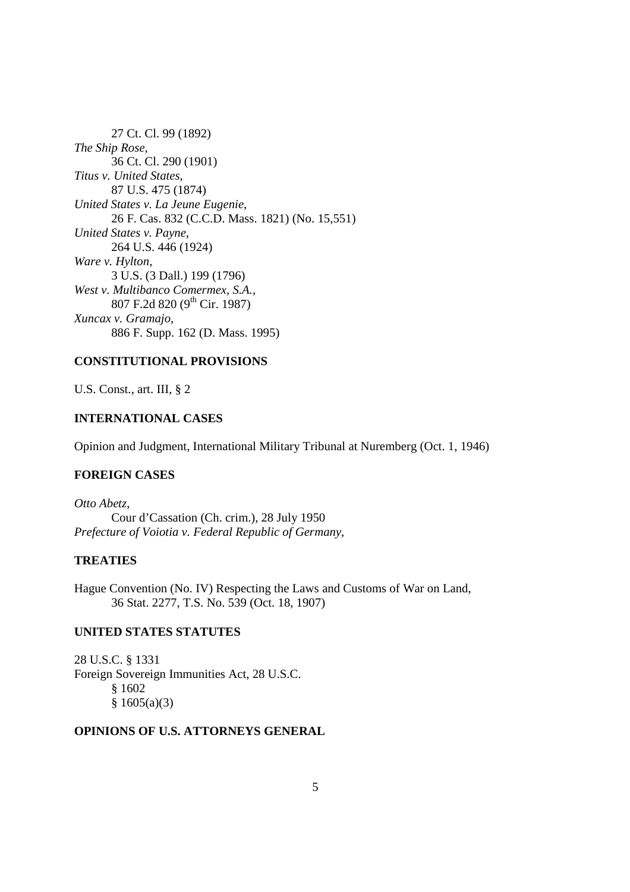27 Ct. Cl. 99 (1892)

*The Ship Rose*,
36 Ct. Cl. 290 (1901)

*Titus v. United States*,
87 U.S. 475 (1874)

*United States v. La Jeune Eugenie*,
26 F. Cas. 832 (C.C.D. Mass. 1821) (No. 15,551)

*United States v. Payne*,
264 U.S. 446 (1924)

*Ware v. Hylton*,
3 U.S. (3 Dall.) 199 (1796)

*West v. Multibanco Comermex, S.A.*,
807 F.2d 820 (9th Cir. 1987)

*Xuncax v. Gramajo*,
886 F. Supp. 162 (D. Mass. 1995)

**CONSTITUTIONAL PROVISIONS**

U.S. Const., art. III, § 2

**INTERNATIONAL CASES**

Opinion and Judgment, International Military Tribunal at Nuremberg (Oct. 1, 1946)

**FOREIGN CASES**

*Otto Abetz*,
Cour d'Cassation (Ch. crim.), 28 July 1950

*Prefecture of Voiotia v. Federal Republic of Germany*,

**TREATIES**

Hague Convention (No. IV) Respecting the Laws and Customs of War on Land,
36 Stat. 2277, T.S. No. 539 (Oct. 18, 1907)

**UNITED STATES STATUTES**

28 U.S.C. § 1331

Foreign Sovereign Immunities Act, 28 U.S.C.
§ 1602
§ 1605(a)(3)

**OPINIONS OF U.S. ATTORNEYS GENERAL**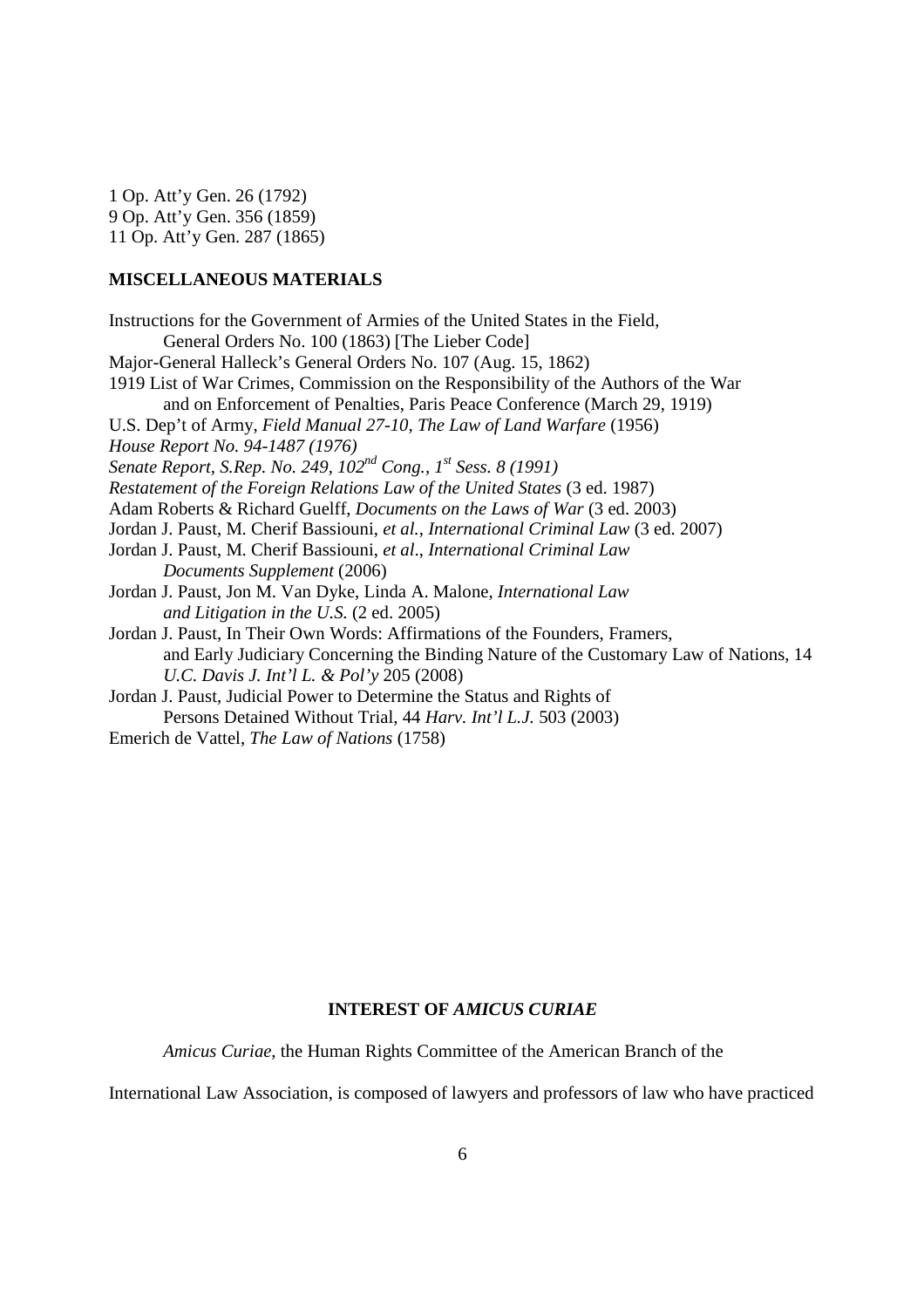1 Op. Att'y Gen. 26 (1792)
9 Op. Att'y Gen. 356 (1859)
11 Op. Att'y Gen. 287 (1865)

**MISCELLANEOUS MATERIALS**

Instructions for the Government of Armies of the United States in the Field, General Orders No. 100 (1863) [The Lieber Code]

Major-General Halleck's General Orders No. 107 (Aug. 15, 1862)

1919 List of War Crimes, Commission on the Responsibility of the Authors of the War and on Enforcement of Penalties, Paris Peace Conference (March 29, 1919)

U.S. Dep't of Army, *Field Manual 27-10, The Law of Land Warfare* (1956)

*House Report No. 94-1487 (1976)*

*Senate Report, S.Rep. No. 249, 102nd Cong., 1st Sess. 8 (1991)*

*Restatement of the Foreign Relations Law of the United States* (3 ed. 1987)

Adam Roberts & Richard Guelff, *Documents on the Laws of War* (3 ed. 2003)

Jordan J. Paust, M. Cherif Bassiouni, *et al.*, *International Criminal Law* (3 ed. 2007)

Jordan J. Paust, M. Cherif Bassiouni, *et al*., *International Criminal Law Documents Supplement* (2006)

Jordan J. Paust, Jon M. Van Dyke, Linda A. Malone, *International Law and Litigation in the U.S.* (2 ed. 2005)

Jordan J. Paust, In Their Own Words: Affirmations of the Founders, Framers, and Early Judiciary Concerning the Binding Nature of the Customary Law of Nations, 14 *U.C. Davis J. Int'l L. & Pol'y* 205 (2008)

Jordan J. Paust, Judicial Power to Determine the Status and Rights of Persons Detained Without Trial, 44 *Harv. Int'l L.J.* 503 (2003)

Emerich de Vattel, *The Law of Nations* (1758)

**INTEREST OF *AMICUS CURIAE***

*Amicus Curiae*, the Human Rights Committee of the American Branch of the International Law Association, is composed of lawyers and professors of law who have practiced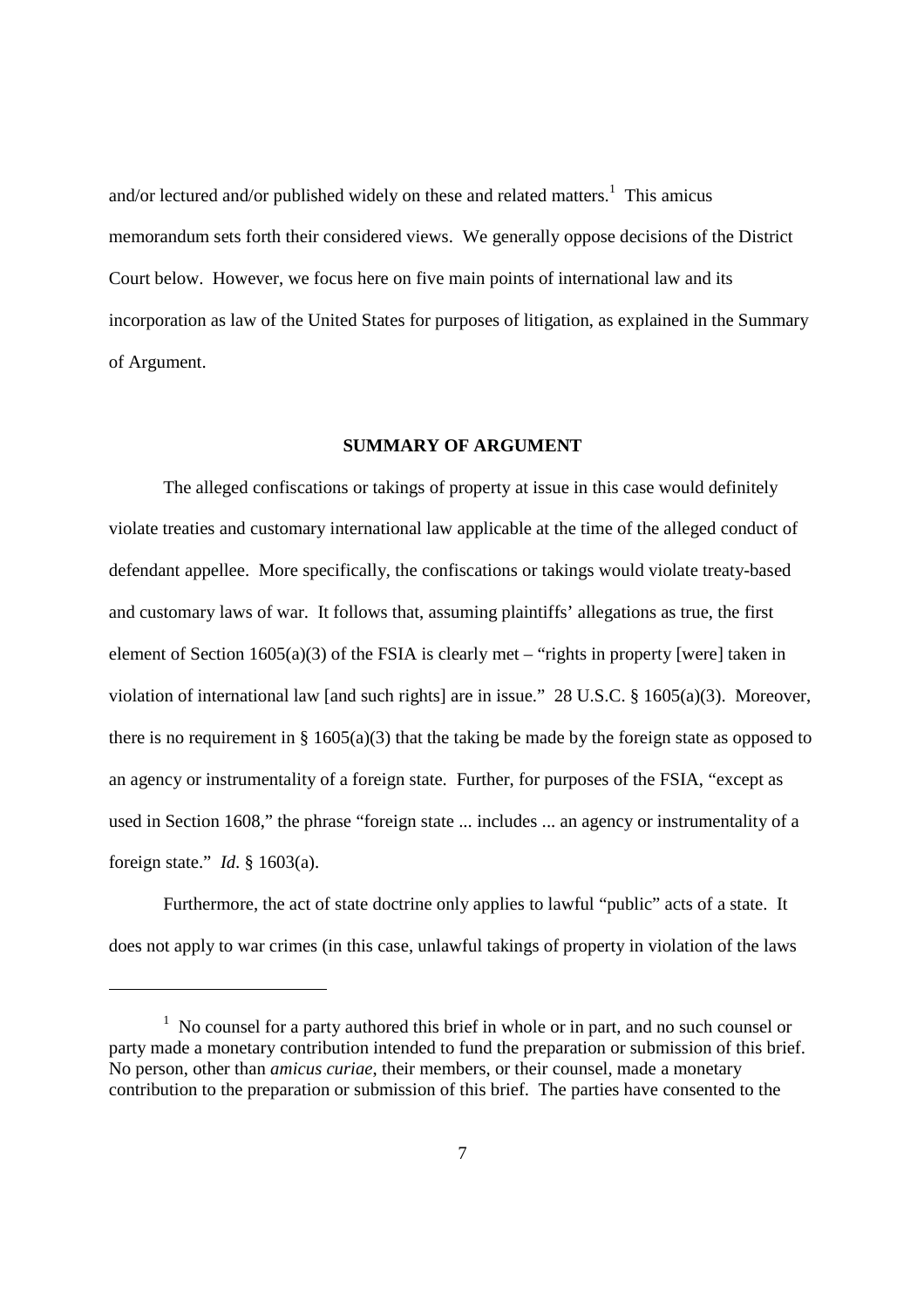and/or lectured and/or published widely on these and related matters.[1] This amicus memorandum sets forth their considered views. We generally oppose decisions of the District Court below. However, we focus here on five main points of international law and its incorporation as law of the United States for purposes of litigation, as explained in the Summary of Argument.

## SUMMARY OF ARGUMENT

The alleged confiscations or takings of property at issue in this case would definitely violate treaties and customary international law applicable at the time of the alleged conduct of defendant appellee. More specifically, the confiscations or takings would violate treaty-based and customary laws of war. It follows that, assuming plaintiffs' allegations as true, the first element of Section 1605(a)(3) of the FSIA is clearly met – "rights in property [were] taken in violation of international law [and such rights] are in issue." 28 U.S.C. § 1605(a)(3). Moreover, there is no requirement in § 1605(a)(3) that the taking be made by the foreign state as opposed to an agency or instrumentality of a foreign state. Further, for purposes of the FSIA, "except as used in Section 1608," the phrase "foreign state ... includes ... an agency or instrumentality of a foreign state." *Id.* § 1603(a).

Furthermore, the act of state doctrine only applies to lawful "public" acts of a state. It does not apply to war crimes (in this case, unlawful takings of property in violation of the laws

---

[1] No counsel for a party authored this brief in whole or in part, and no such counsel or party made a monetary contribution intended to fund the preparation or submission of this brief. No person, other than *amicus curiae*, their members, or their counsel, made a monetary contribution to the preparation or submission of this brief. The parties have consented to the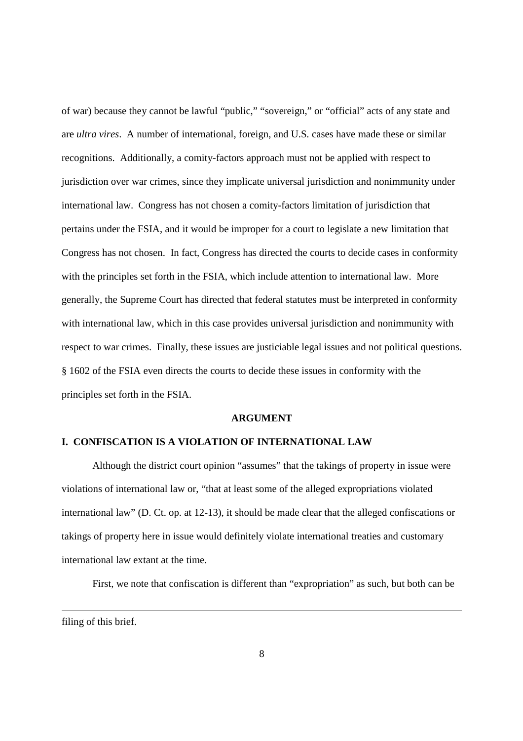of war) because they cannot be lawful "public," "sovereign," or "official" acts of any state and are *ultra vires*. A number of international, foreign, and U.S. cases have made these or similar recognitions. Additionally, a comity-factors approach must not be applied with respect to jurisdiction over war crimes, since they implicate universal jurisdiction and nonimmunity under international law. Congress has not chosen a comity-factors limitation of jurisdiction that pertains under the FSIA, and it would be improper for a court to legislate a new limitation that Congress has not chosen. In fact, Congress has directed the courts to decide cases in conformity with the principles set forth in the FSIA, which include attention to international law. More generally, the Supreme Court has directed that federal statutes must be interpreted in conformity with international law, which in this case provides universal jurisdiction and nonimmunity with respect to war crimes. Finally, these issues are justiciable legal issues and not political questions. § 1602 of the FSIA even directs the courts to decide these issues in conformity with the principles set forth in the FSIA.

## ARGUMENT

### I. CONFISCATION IS A VIOLATION OF INTERNATIONAL LAW

Although the district court opinion "assumes" that the takings of property in issue were violations of international law or, "that at least some of the alleged expropriations violated international law" (D. Ct. op. at 12-13), it should be made clear that the alleged confiscations or takings of property here in issue would definitely violate international treaties and customary international law extant at the time.

First, we note that confiscation is different than "expropriation" as such, but both can be

---

filing of this brief.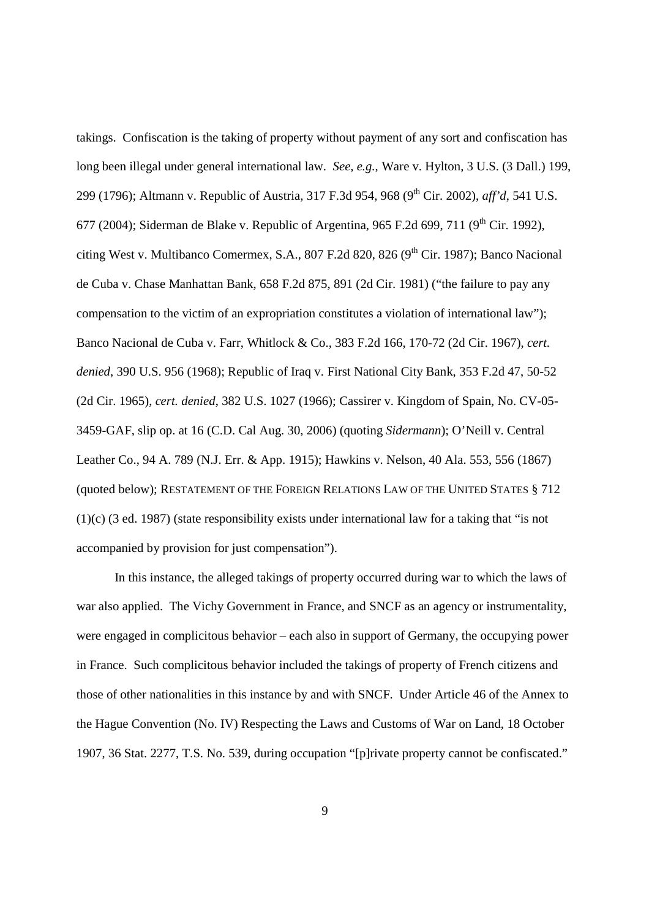takings. Confiscation is the taking of property without payment of any sort and confiscation has long been illegal under general international law. *See, e.g.*, Ware v. Hylton, 3 U.S. (3 Dall.) 199, 299 (1796); Altmann v. Republic of Austria, 317 F.3d 954, 968 (9th Cir. 2002), *aff'd*, 541 U.S. 677 (2004); Siderman de Blake v. Republic of Argentina, 965 F.2d 699, 711 (9th Cir. 1992), citing West v. Multibanco Comermex, S.A., 807 F.2d 820, 826 (9th Cir. 1987); Banco Nacional de Cuba v. Chase Manhattan Bank, 658 F.2d 875, 891 (2d Cir. 1981) ("the failure to pay any compensation to the victim of an expropriation constitutes a violation of international law"); Banco Nacional de Cuba v. Farr, Whitlock & Co., 383 F.2d 166, 170-72 (2d Cir. 1967), *cert. denied*, 390 U.S. 956 (1968); Republic of Iraq v. First National City Bank, 353 F.2d 47, 50-52 (2d Cir. 1965), *cert. denied*, 382 U.S. 1027 (1966); Cassirer v. Kingdom of Spain, No. CV-05-3459-GAF, slip op. at 16 (C.D. Cal Aug. 30, 2006) (quoting *Sidermann*); O'Neill v. Central Leather Co., 94 A. 789 (N.J. Err. & App. 1915); Hawkins v. Nelson, 40 Ala. 553, 556 (1867) (quoted below); RESTATEMENT OF THE FOREIGN RELATIONS LAW OF THE UNITED STATES § 712 (1)(c) (3 ed. 1987) (state responsibility exists under international law for a taking that "is not accompanied by provision for just compensation").

In this instance, the alleged takings of property occurred during war to which the laws of war also applied. The Vichy Government in France, and SNCF as an agency or instrumentality, were engaged in complicitous behavior – each also in support of Germany, the occupying power in France. Such complicitous behavior included the takings of property of French citizens and those of other nationalities in this instance by and with SNCF. Under Article 46 of the Annex to the Hague Convention (No. IV) Respecting the Laws and Customs of War on Land, 18 October 1907, 36 Stat. 2277, T.S. No. 539, during occupation "[p]rivate property cannot be confiscated."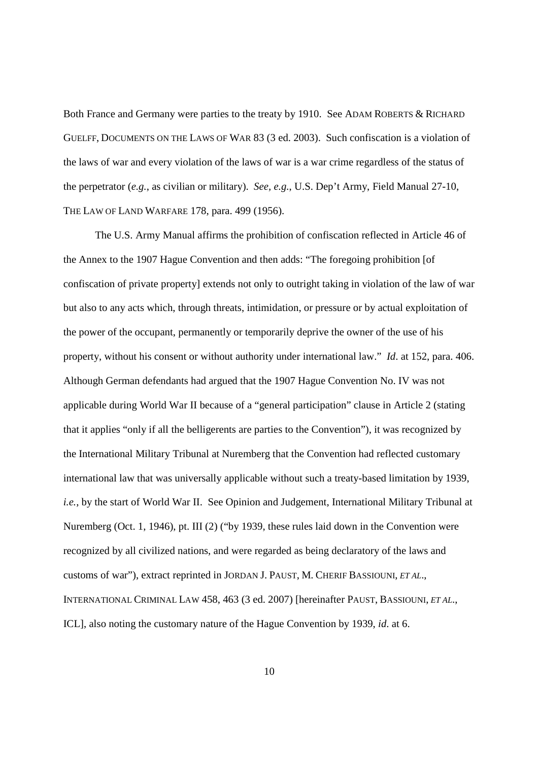Both France and Germany were parties to the treaty by 1910. See ADAM ROBERTS & RICHARD GUELFF, DOCUMENTS ON THE LAWS OF WAR 83 (3 ed. 2003). Such confiscation is a violation of the laws of war and every violation of the laws of war is a war crime regardless of the status of the perpetrator (*e.g.*, as civilian or military). *See, e.g.*, U.S. Dep't Army, Field Manual 27-10, THE LAW OF LAND WARFARE 178, para. 499 (1956).

The U.S. Army Manual affirms the prohibition of confiscation reflected in Article 46 of the Annex to the 1907 Hague Convention and then adds: "The foregoing prohibition [of confiscation of private property] extends not only to outright taking in violation of the law of war but also to any acts which, through threats, intimidation, or pressure or by actual exploitation of the power of the occupant, permanently or temporarily deprive the owner of the use of his property, without his consent or without authority under international law." *Id*. at 152, para. 406. Although German defendants had argued that the 1907 Hague Convention No. IV was not applicable during World War II because of a "general participation" clause in Article 2 (stating that it applies "only if all the belligerents are parties to the Convention"), it was recognized by the International Military Tribunal at Nuremberg that the Convention had reflected customary international law that was universally applicable without such a treaty-based limitation by 1939, *i.e.*, by the start of World War II. See Opinion and Judgement, International Military Tribunal at Nuremberg (Oct. 1, 1946), pt. III (2) ("by 1939, these rules laid down in the Convention were recognized by all civilized nations, and were regarded as being declaratory of the laws and customs of war"), extract reprinted in JORDAN J. PAUST, M. CHERIF BASSIOUNI, *ET AL*., INTERNATIONAL CRIMINAL LAW 458, 463 (3 ed. 2007) [hereinafter PAUST, BASSIOUNI, *ET AL*., ICL], also noting the customary nature of the Hague Convention by 1939, *id.* at 6.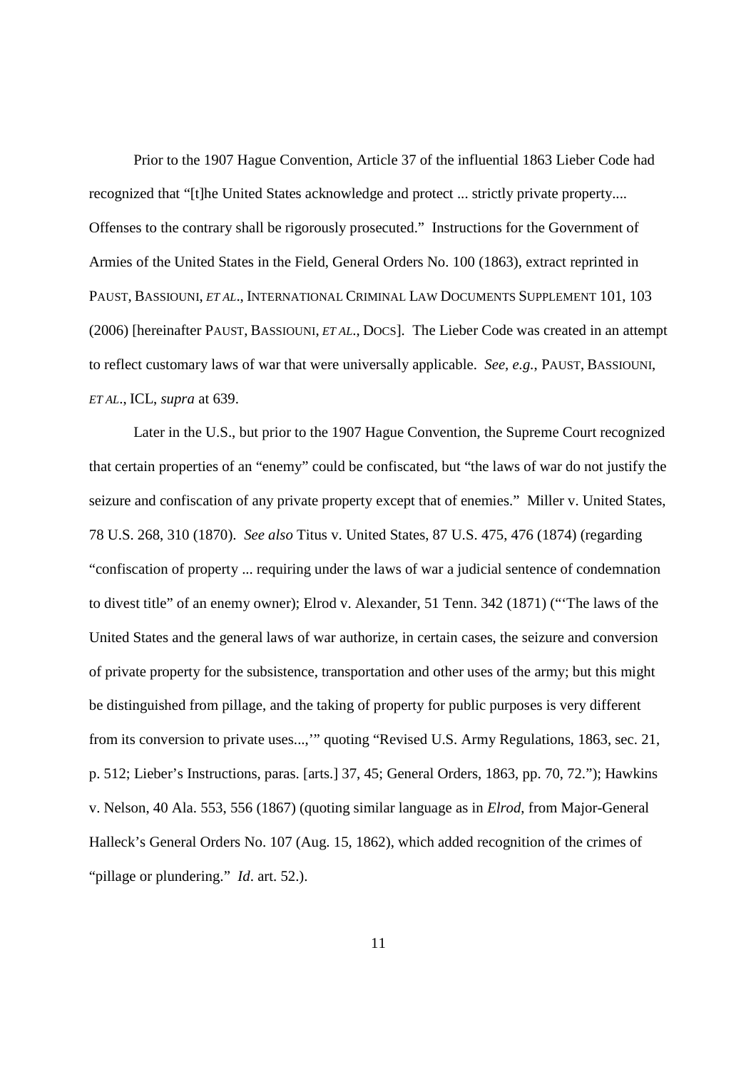Prior to the 1907 Hague Convention, Article 37 of the influential 1863 Lieber Code had recognized that "[t]he United States acknowledge and protect ... strictly private property.... Offenses to the contrary shall be rigorously prosecuted." Instructions for the Government of Armies of the United States in the Field, General Orders No. 100 (1863), extract reprinted in PAUST, BASSIOUNI, *ET AL*., INTERNATIONAL CRIMINAL LAW DOCUMENTS SUPPLEMENT 101, 103 (2006) [hereinafter PAUST, BASSIOUNI, *ET AL*., DOCS]. The Lieber Code was created in an attempt to reflect customary laws of war that were universally applicable. *See, e.g.*, PAUST, BASSIOUNI, *ET AL*., ICL, *supra* at 639.

Later in the U.S., but prior to the 1907 Hague Convention, the Supreme Court recognized that certain properties of an "enemy" could be confiscated, but "the laws of war do not justify the seizure and confiscation of any private property except that of enemies." Miller v. United States, 78 U.S. 268, 310 (1870). *See also* Titus v. United States, 87 U.S. 475, 476 (1874) (regarding "confiscation of property ... requiring under the laws of war a judicial sentence of condemnation to divest title" of an enemy owner); Elrod v. Alexander, 51 Tenn. 342 (1871) ("'The laws of the United States and the general laws of war authorize, in certain cases, the seizure and conversion of private property for the subsistence, transportation and other uses of the army; but this might be distinguished from pillage, and the taking of property for public purposes is very different from its conversion to private uses...,'" quoting "Revised U.S. Army Regulations, 1863, sec. 21, p. 512; Lieber's Instructions, paras. [arts.] 37, 45; General Orders, 1863, pp. 70, 72."); Hawkins v. Nelson, 40 Ala. 553, 556 (1867) (quoting similar language as in *Elrod*, from Major-General Halleck's General Orders No. 107 (Aug. 15, 1862), which added recognition of the crimes of "pillage or plundering." *Id*. art. 52.).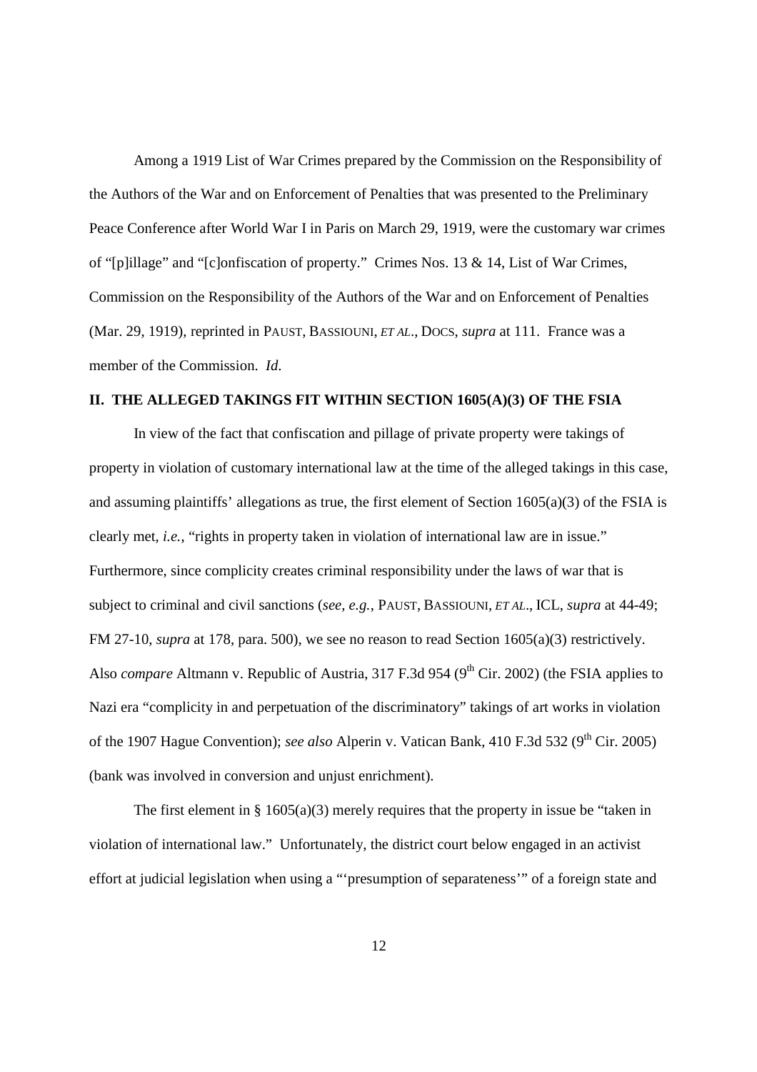Among a 1919 List of War Crimes prepared by the Commission on the Responsibility of the Authors of the War and on Enforcement of Penalties that was presented to the Preliminary Peace Conference after World War I in Paris on March 29, 1919, were the customary war crimes of "[p]illage" and "[c]onfiscation of property." Crimes Nos. 13 & 14, List of War Crimes, Commission on the Responsibility of the Authors of the War and on Enforcement of Penalties (Mar. 29, 1919), reprinted in PAUST, BASSIOUNI, *ET AL*., DOCS, *supra* at 111. France was a member of the Commission. *Id.*

## II. THE ALLEGED TAKINGS FIT WITHIN SECTION 1605(A)(3) OF THE FSIA

In view of the fact that confiscation and pillage of private property were takings of property in violation of customary international law at the time of the alleged takings in this case, and assuming plaintiffs' allegations as true, the first element of Section 1605(a)(3) of the FSIA is clearly met, *i.e.*, "rights in property taken in violation of international law are in issue." Furthermore, since complicity creates criminal responsibility under the laws of war that is subject to criminal and civil sanctions (*see, e.g.*, PAUST, BASSIOUNI, *ET AL*., ICL, *supra* at 44-49; FM 27-10, *supra* at 178, para. 500), we see no reason to read Section 1605(a)(3) restrictively. Also *compare* Altmann v. Republic of Austria, 317 F.3d 954 (9th Cir. 2002) (the FSIA applies to Nazi era "complicity in and perpetuation of the discriminatory" takings of art works in violation of the 1907 Hague Convention); *see also* Alperin v. Vatican Bank, 410 F.3d 532 (9th Cir. 2005) (bank was involved in conversion and unjust enrichment).

The first element in § 1605(a)(3) merely requires that the property in issue be "taken in violation of international law." Unfortunately, the district court below engaged in an activist effort at judicial legislation when using a "'presumption of separateness'" of a foreign state and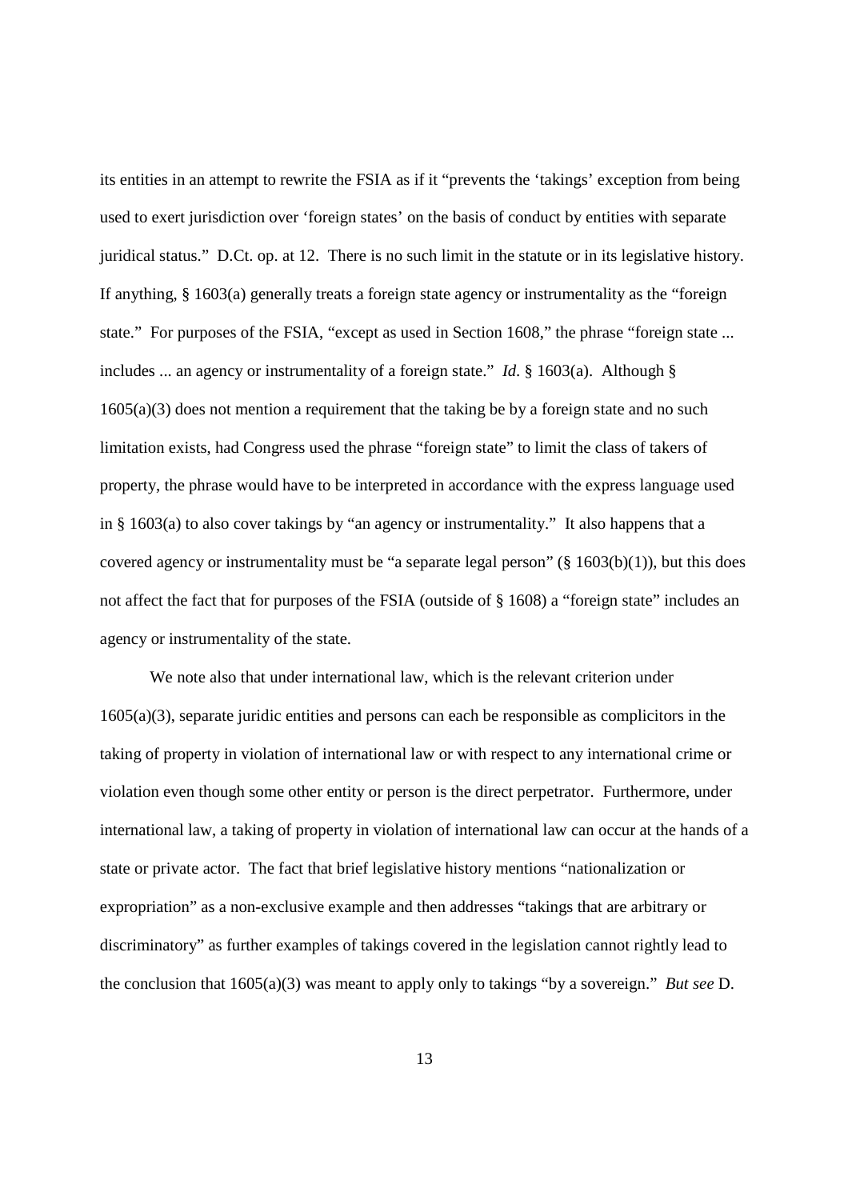its entities in an attempt to rewrite the FSIA as if it "prevents the 'takings' exception from being used to exert jurisdiction over 'foreign states' on the basis of conduct by entities with separate juridical status." D.Ct. op. at 12. There is no such limit in the statute or in its legislative history. If anything, § 1603(a) generally treats a foreign state agency or instrumentality as the "foreign state." For purposes of the FSIA, "except as used in Section 1608," the phrase "foreign state ... includes ... an agency or instrumentality of a foreign state." *Id.* § 1603(a). Although § 1605(a)(3) does not mention a requirement that the taking be by a foreign state and no such limitation exists, had Congress used the phrase "foreign state" to limit the class of takers of property, the phrase would have to be interpreted in accordance with the express language used in § 1603(a) to also cover takings by "an agency or instrumentality." It also happens that a covered agency or instrumentality must be "a separate legal person" (§ 1603(b)(1)), but this does not affect the fact that for purposes of the FSIA (outside of § 1608) a "foreign state" includes an agency or instrumentality of the state.

We note also that under international law, which is the relevant criterion under 1605(a)(3), separate juridic entities and persons can each be responsible as complicitors in the taking of property in violation of international law or with respect to any international crime or violation even though some other entity or person is the direct perpetrator. Furthermore, under international law, a taking of property in violation of international law can occur at the hands of a state or private actor. The fact that brief legislative history mentions "nationalization or expropriation" as a non-exclusive example and then addresses "takings that are arbitrary or discriminatory" as further examples of takings covered in the legislation cannot rightly lead to the conclusion that 1605(a)(3) was meant to apply only to takings "by a sovereign." *But see* D.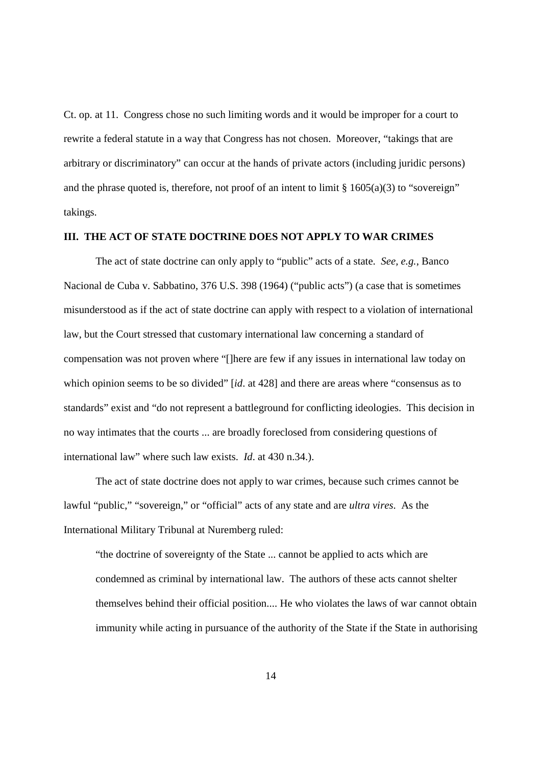Ct. op. at 11. Congress chose no such limiting words and it would be improper for a court to rewrite a federal statute in a way that Congress has not chosen. Moreover, "takings that are arbitrary or discriminatory" can occur at the hands of private actors (including juridic persons) and the phrase quoted is, therefore, not proof of an intent to limit § 1605(a)(3) to "sovereign" takings.

## III. THE ACT OF STATE DOCTRINE DOES NOT APPLY TO WAR CRIMES

The act of state doctrine can only apply to "public" acts of a state. *See, e.g.*, Banco Nacional de Cuba v. Sabbatino, 376 U.S. 398 (1964) ("public acts") (a case that is sometimes misunderstood as if the act of state doctrine can apply with respect to a violation of international law, but the Court stressed that customary international law concerning a standard of compensation was not proven where "[]here are few if any issues in international law today on which opinion seems to be so divided" [*id*. at 428] and there are areas where "consensus as to standards" exist and "do not represent a battleground for conflicting ideologies. This decision in no way intimates that the courts ... are broadly foreclosed from considering questions of international law" where such law exists. *Id*. at 430 n.34.).

The act of state doctrine does not apply to war crimes, because such crimes cannot be lawful "public," "sovereign," or "official" acts of any state and are *ultra vires*. As the International Military Tribunal at Nuremberg ruled:

> "the doctrine of sovereignty of the State ... cannot be applied to acts which are condemned as criminal by international law. The authors of these acts cannot shelter themselves behind their official position.... He who violates the laws of war cannot obtain immunity while acting in pursuance of the authority of the State if the State in authorising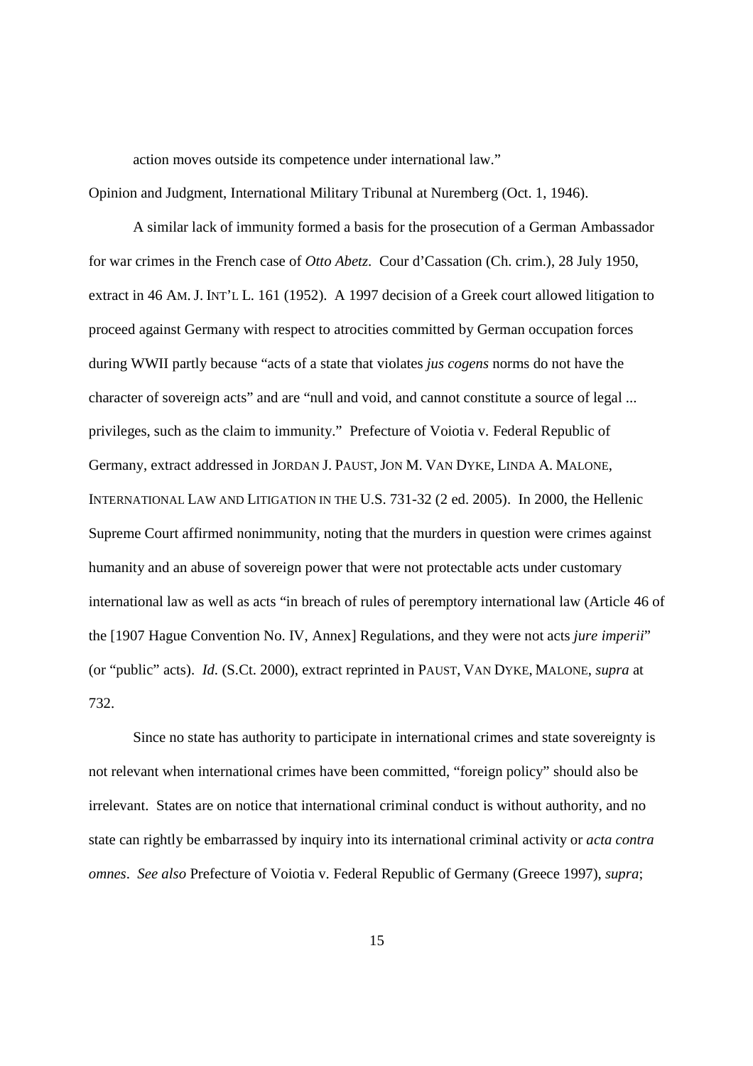action moves outside its competence under international law."

Opinion and Judgment, International Military Tribunal at Nuremberg (Oct. 1, 1946).

A similar lack of immunity formed a basis for the prosecution of a German Ambassador for war crimes in the French case of *Otto Abetz*. Cour d'Cassation (Ch. crim.), 28 July 1950, extract in 46 AM. J. INT'L L. 161 (1952). A 1997 decision of a Greek court allowed litigation to proceed against Germany with respect to atrocities committed by German occupation forces during WWII partly because "acts of a state that violates *jus cogens* norms do not have the character of sovereign acts" and are "null and void, and cannot constitute a source of legal ... privileges, such as the claim to immunity." Prefecture of Voiotia v. Federal Republic of Germany, extract addressed in JORDAN J. PAUST, JON M. VAN DYKE, LINDA A. MALONE, INTERNATIONAL LAW AND LITIGATION IN THE U.S. 731-32 (2 ed. 2005). In 2000, the Hellenic Supreme Court affirmed nonimmunity, noting that the murders in question were crimes against humanity and an abuse of sovereign power that were not protectable acts under customary international law as well as acts "in breach of rules of peremptory international law (Article 46 of the [1907 Hague Convention No. IV, Annex] Regulations, and they were not acts *jure imperii*" (or "public" acts). *Id.* (S.Ct. 2000), extract reprinted in PAUST, VAN DYKE, MALONE, *supra* at 732.

Since no state has authority to participate in international crimes and state sovereignty is not relevant when international crimes have been committed, "foreign policy" should also be irrelevant. States are on notice that international criminal conduct is without authority, and no state can rightly be embarrassed by inquiry into its international criminal activity or *acta contra omnes*. *See also* Prefecture of Voiotia v. Federal Republic of Germany (Greece 1997), *supra*;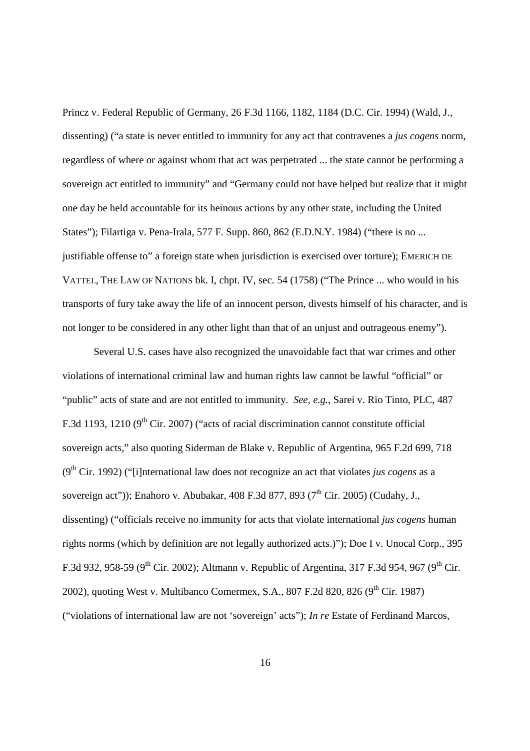Princz v. Federal Republic of Germany, 26 F.3d 1166, 1182, 1184 (D.C. Cir. 1994) (Wald, J., dissenting) ("a state is never entitled to immunity for any act that contravenes a *jus cogens* norm, regardless of where or against whom that act was perpetrated ... the state cannot be performing a sovereign act entitled to immunity" and "Germany could not have helped but realize that it might one day be held accountable for its heinous actions by any other state, including the United States"); Filartiga v. Pena-Irala, 577 F. Supp. 860, 862 (E.D.N.Y. 1984) ("there is no ... justifiable offense to" a foreign state when jurisdiction is exercised over torture); EMERICH DE VATTEL, THE LAW OF NATIONS bk. I, chpt. IV, sec. 54 (1758) ("The Prince ... who would in his transports of fury take away the life of an innocent person, divests himself of his character, and is not longer to be considered in any other light than that of an unjust and outrageous enemy").

Several U.S. cases have also recognized the unavoidable fact that war crimes and other violations of international criminal law and human rights law cannot be lawful "official" or "public" acts of state and are not entitled to immunity. *See, e.g.*, Sarei v. Rio Tinto, PLC, 487 F.3d 1193, 1210 (9th Cir. 2007) ("acts of racial discrimination cannot constitute official sovereign acts," also quoting Siderman de Blake v. Republic of Argentina, 965 F.2d 699, 718 (9th Cir. 1992) ("[i]nternational law does not recognize an act that violates *jus cogens* as a sovereign act")); Enahoro v. Abubakar, 408 F.3d 877, 893 (7th Cir. 2005) (Cudahy, J., dissenting) ("officials receive no immunity for acts that violate international *jus cogens* human rights norms (which by definition are not legally authorized acts.)"); Doe I v. Unocal Corp., 395 F.3d 932, 958-59 (9th Cir. 2002); Altmann v. Republic of Argentina, 317 F.3d 954, 967 (9th Cir. 2002), quoting West v. Multibanco Comermex, S.A., 807 F.2d 820, 826 (9th Cir. 1987) ("violations of international law are not 'sovereign' acts"); *In re* Estate of Ferdinand Marcos,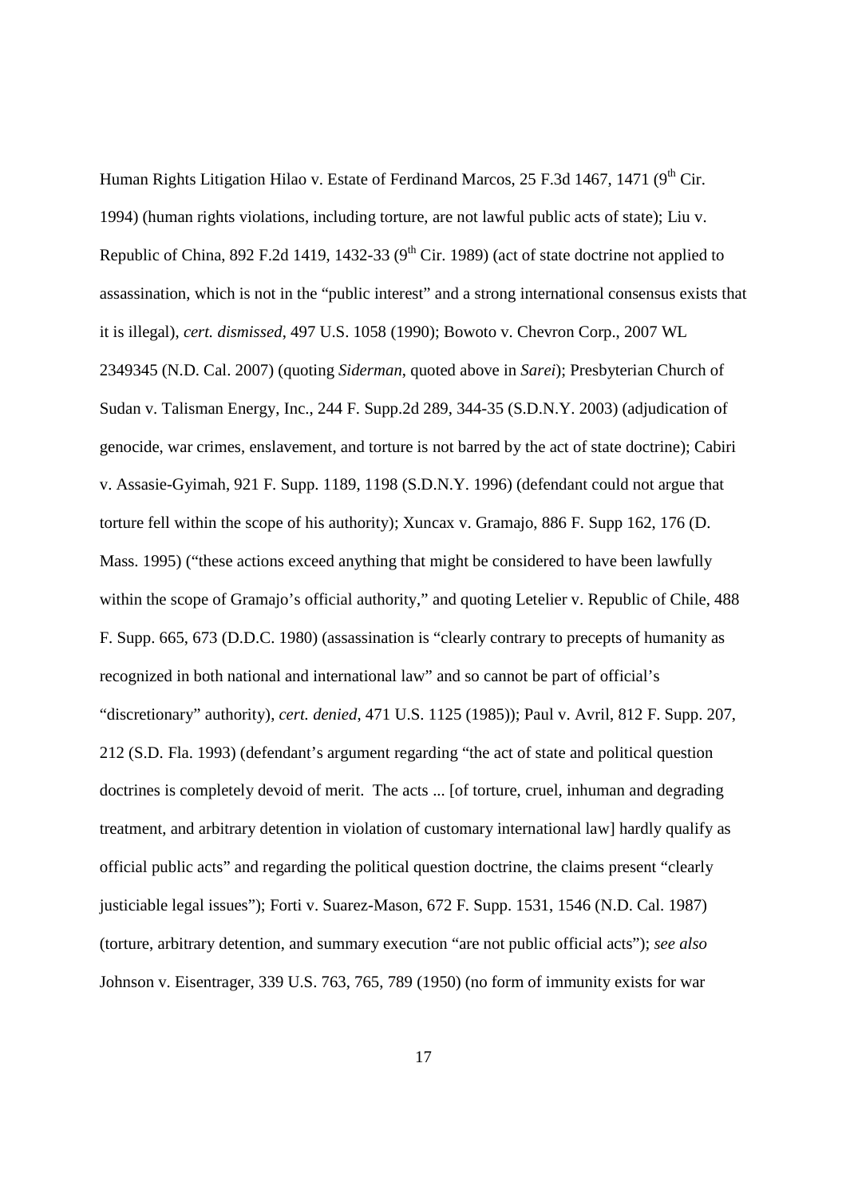Human Rights Litigation Hilao v. Estate of Ferdinand Marcos, 25 F.3d 1467, 1471 (9th Cir. 1994) (human rights violations, including torture, are not lawful public acts of state); Liu v. Republic of China, 892 F.2d 1419, 1432-33 (9th Cir. 1989) (act of state doctrine not applied to assassination, which is not in the "public interest" and a strong international consensus exists that it is illegal), *cert. dismissed*, 497 U.S. 1058 (1990); Bowoto v. Chevron Corp., 2007 WL 2349345 (N.D. Cal. 2007) (quoting *Siderman*, quoted above in *Sarei*); Presbyterian Church of Sudan v. Talisman Energy, Inc., 244 F. Supp.2d 289, 344-35 (S.D.N.Y. 2003) (adjudication of genocide, war crimes, enslavement, and torture is not barred by the act of state doctrine); Cabiri v. Assasie-Gyimah, 921 F. Supp. 1189, 1198 (S.D.N.Y. 1996) (defendant could not argue that torture fell within the scope of his authority); Xuncax v. Gramajo, 886 F. Supp 162, 176 (D. Mass. 1995) ("these actions exceed anything that might be considered to have been lawfully within the scope of Gramajo's official authority," and quoting Letelier v. Republic of Chile, 488 F. Supp. 665, 673 (D.D.C. 1980) (assassination is "clearly contrary to precepts of humanity as recognized in both national and international law" and so cannot be part of official's "discretionary" authority), *cert. denied*, 471 U.S. 1125 (1985)); Paul v. Avril, 812 F. Supp. 207, 212 (S.D. Fla. 1993) (defendant's argument regarding "the act of state and political question doctrines is completely devoid of merit. The acts ... [of torture, cruel, inhuman and degrading treatment, and arbitrary detention in violation of customary international law] hardly qualify as official public acts" and regarding the political question doctrine, the claims present "clearly justiciable legal issues"); Forti v. Suarez-Mason, 672 F. Supp. 1531, 1546 (N.D. Cal. 1987) (torture, arbitrary detention, and summary execution "are not public official acts"); *see also* Johnson v. Eisentrager, 339 U.S. 763, 765, 789 (1950) (no form of immunity exists for war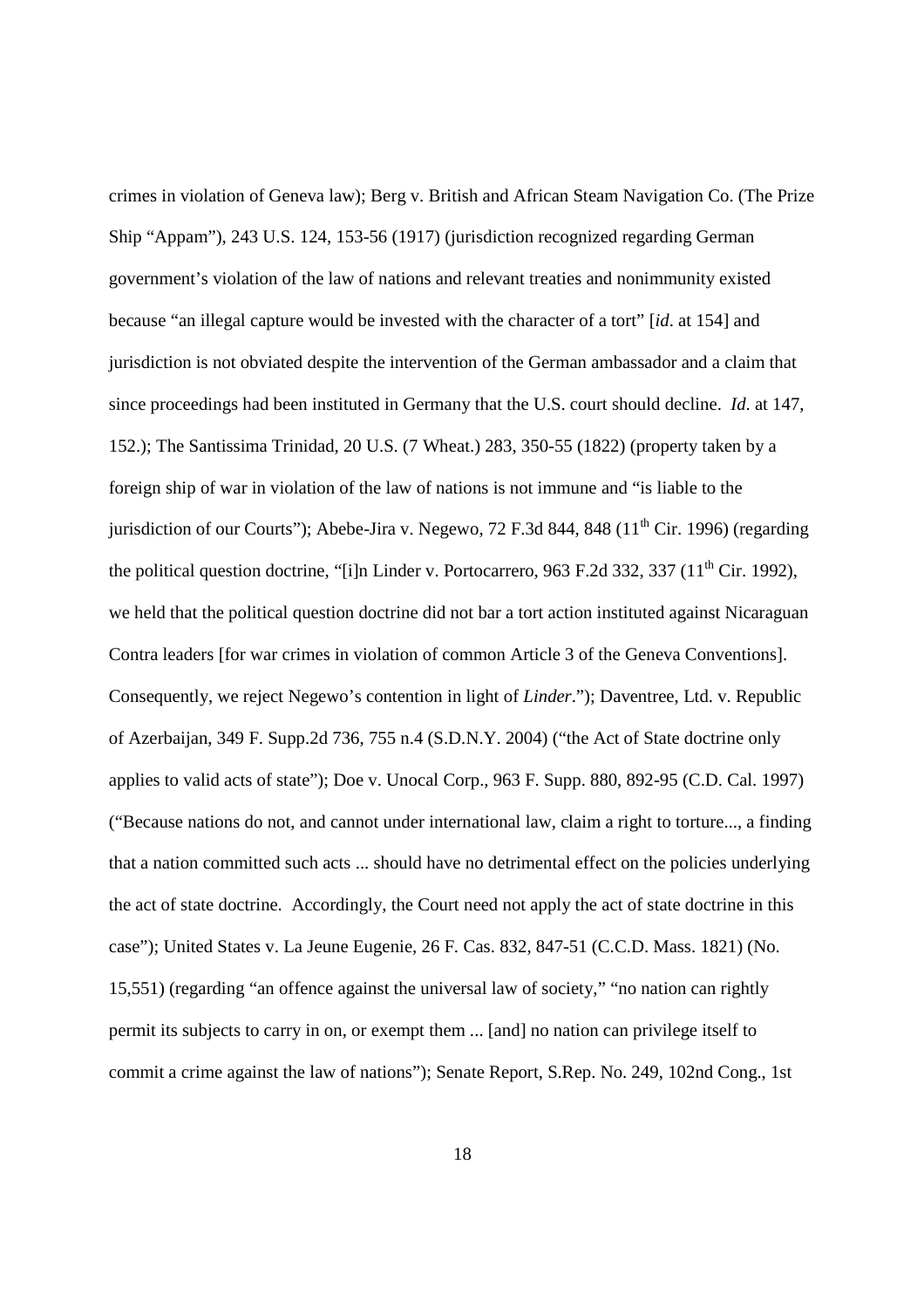crimes in violation of Geneva law); Berg v. British and African Steam Navigation Co. (The Prize Ship "Appam"), 243 U.S. 124, 153-56 (1917) (jurisdiction recognized regarding German government's violation of the law of nations and relevant treaties and nonimmunity existed because "an illegal capture would be invested with the character of a tort" [*id*. at 154] and jurisdiction is not obviated despite the intervention of the German ambassador and a claim that since proceedings had been instituted in Germany that the U.S. court should decline. *Id*. at 147, 152.); The Santissima Trinidad, 20 U.S. (7 Wheat.) 283, 350-55 (1822) (property taken by a foreign ship of war in violation of the law of nations is not immune and "is liable to the jurisdiction of our Courts"); Abebe-Jira v. Negewo, 72 F.3d 844, 848 (11th Cir. 1996) (regarding the political question doctrine, "[i]n Linder v. Portocarrero, 963 F.2d 332, 337 (11th Cir. 1992), we held that the political question doctrine did not bar a tort action instituted against Nicaraguan Contra leaders [for war crimes in violation of common Article 3 of the Geneva Conventions]. Consequently, we reject Negewo's contention in light of *Linder*."); Daventree, Ltd. v. Republic of Azerbaijan, 349 F. Supp.2d 736, 755 n.4 (S.D.N.Y. 2004) ("the Act of State doctrine only applies to valid acts of state"); Doe v. Unocal Corp., 963 F. Supp. 880, 892-95 (C.D. Cal. 1997) ("Because nations do not, and cannot under international law, claim a right to torture..., a finding that a nation committed such acts ... should have no detrimental effect on the policies underlying the act of state doctrine. Accordingly, the Court need not apply the act of state doctrine in this case"); United States v. La Jeune Eugenie, 26 F. Cas. 832, 847-51 (C.C.D. Mass. 1821) (No. 15,551) (regarding "an offence against the universal law of society," "no nation can rightly permit its subjects to carry in on, or exempt them ... [and] no nation can privilege itself to commit a crime against the law of nations"); Senate Report, S.Rep. No. 249, 102nd Cong., 1st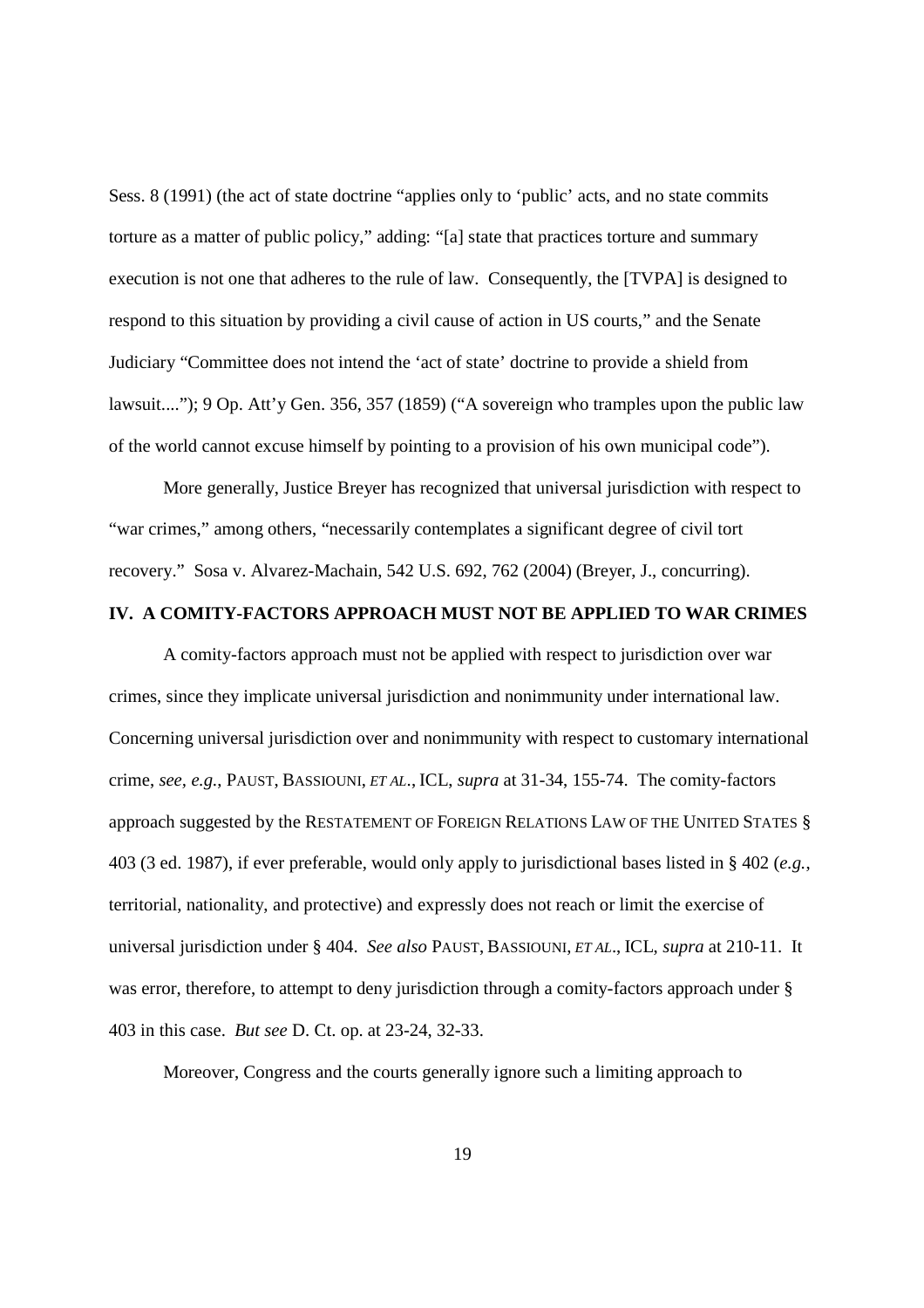Sess. 8 (1991) (the act of state doctrine "applies only to 'public' acts, and no state commits torture as a matter of public policy," adding: "[a] state that practices torture and summary execution is not one that adheres to the rule of law. Consequently, the [TVPA] is designed to respond to this situation by providing a civil cause of action in US courts," and the Senate Judiciary "Committee does not intend the 'act of state' doctrine to provide a shield from lawsuit...."); 9 Op. Att'y Gen. 356, 357 (1859) ("A sovereign who tramples upon the public law of the world cannot excuse himself by pointing to a provision of his own municipal code").

More generally, Justice Breyer has recognized that universal jurisdiction with respect to "war crimes," among others, "necessarily contemplates a significant degree of civil tort recovery." Sosa v. Alvarez-Machain, 542 U.S. 692, 762 (2004) (Breyer, J., concurring).

## IV. A COMITY-FACTORS APPROACH MUST NOT BE APPLIED TO WAR CRIMES

A comity-factors approach must not be applied with respect to jurisdiction over war crimes, since they implicate universal jurisdiction and nonimmunity under international law. Concerning universal jurisdiction over and nonimmunity with respect to customary international crime, *see, e.g.*, PAUST, BASSIOUNI, *ET AL.*, ICL, *supra* at 31-34, 155-74. The comity-factors approach suggested by the RESTATEMENT OF FOREIGN RELATIONS LAW OF THE UNITED STATES § 403 (3 ed. 1987), if ever preferable, would only apply to jurisdictional bases listed in § 402 (*e.g.*, territorial, nationality, and protective) and expressly does not reach or limit the exercise of universal jurisdiction under § 404. *See also* PAUST, BASSIOUNI, *ET AL*., ICL, *supra* at 210-11. It was error, therefore, to attempt to deny jurisdiction through a comity-factors approach under § 403 in this case. *But see* D. Ct. op. at 23-24, 32-33.

Moreover, Congress and the courts generally ignore such a limiting approach to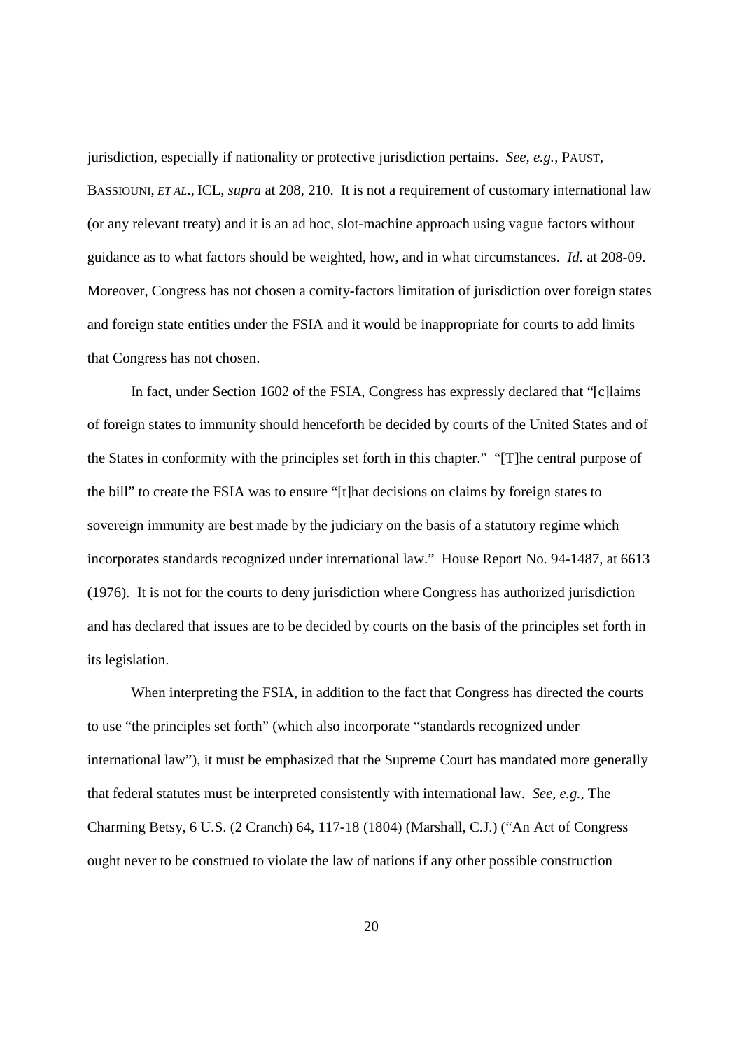jurisdiction, especially if nationality or protective jurisdiction pertains. *See, e.g.*, PAUST, BASSIOUNI, *ET AL*., ICL, *supra* at 208, 210. It is not a requirement of customary international law (or any relevant treaty) and it is an ad hoc, slot-machine approach using vague factors without guidance as to what factors should be weighted, how, and in what circumstances. *Id.* at 208-09. Moreover, Congress has not chosen a comity-factors limitation of jurisdiction over foreign states and foreign state entities under the FSIA and it would be inappropriate for courts to add limits that Congress has not chosen.

In fact, under Section 1602 of the FSIA, Congress has expressly declared that "[c]laims of foreign states to immunity should henceforth be decided by courts of the United States and of the States in conformity with the principles set forth in this chapter." "[T]he central purpose of the bill" to create the FSIA was to ensure "[t]hat decisions on claims by foreign states to sovereign immunity are best made by the judiciary on the basis of a statutory regime which incorporates standards recognized under international law." House Report No. 94-1487, at 6613 (1976). It is not for the courts to deny jurisdiction where Congress has authorized jurisdiction and has declared that issues are to be decided by courts on the basis of the principles set forth in its legislation.

When interpreting the FSIA, in addition to the fact that Congress has directed the courts to use "the principles set forth" (which also incorporate "standards recognized under international law"), it must be emphasized that the Supreme Court has mandated more generally that federal statutes must be interpreted consistently with international law. *See, e.g.*, The Charming Betsy, 6 U.S. (2 Cranch) 64, 117-18 (1804) (Marshall, C.J.) ("An Act of Congress ought never to be construed to violate the law of nations if any other possible construction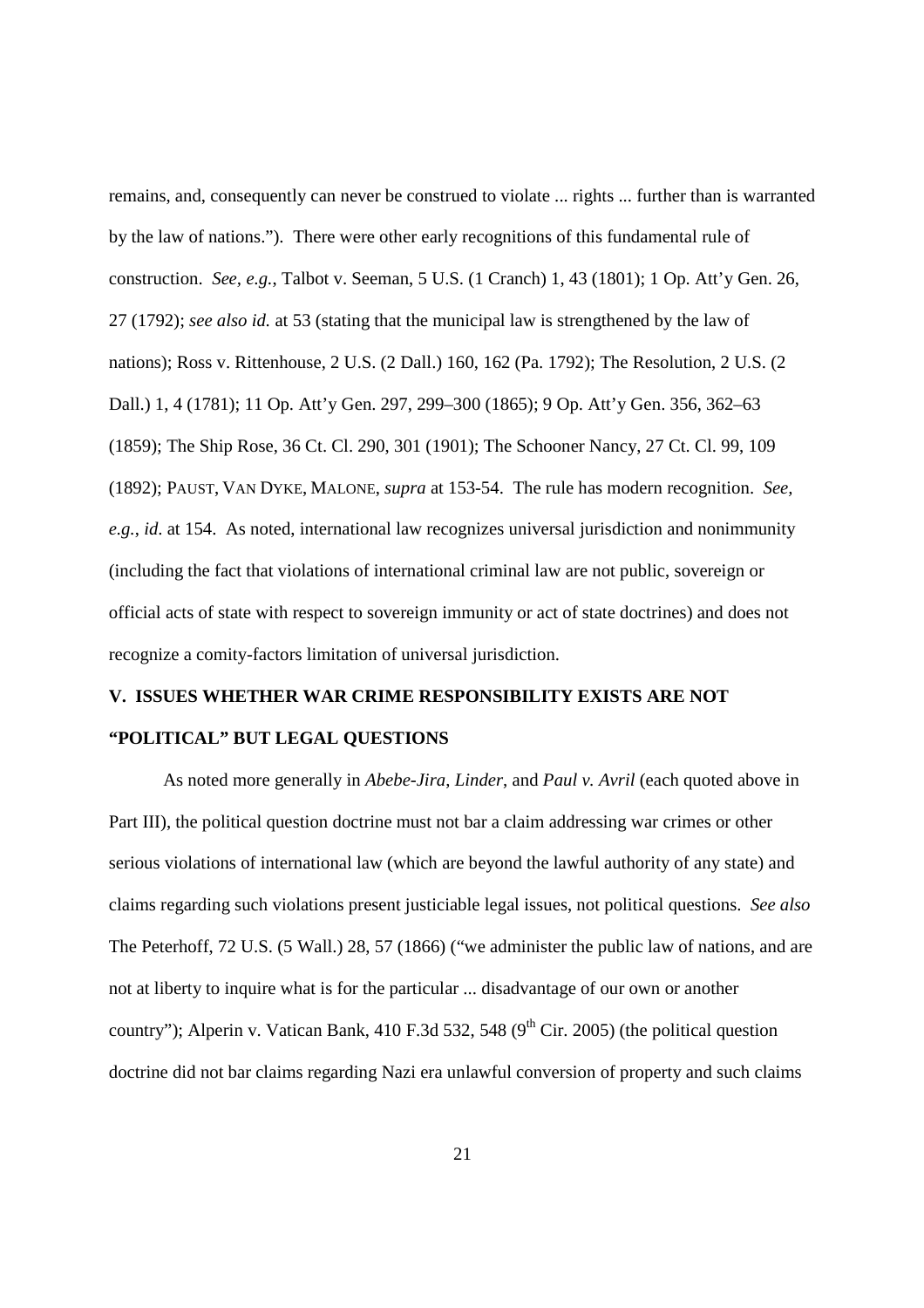remains, and, consequently can never be construed to violate ... rights ... further than is warranted by the law of nations."). There were other early recognitions of this fundamental rule of construction. *See, e.g.*, Talbot v. Seeman, 5 U.S. (1 Cranch) 1, 43 (1801); 1 Op. Att'y Gen. 26, 27 (1792); *see also id.* at 53 (stating that the municipal law is strengthened by the law of nations); Ross v. Rittenhouse, 2 U.S. (2 Dall.) 160, 162 (Pa. 1792); The Resolution, 2 U.S. (2 Dall.) 1, 4 (1781); 11 Op. Att'y Gen. 297, 299–300 (1865); 9 Op. Att'y Gen. 356, 362–63 (1859); The Ship Rose, 36 Ct. Cl. 290, 301 (1901); The Schooner Nancy, 27 Ct. Cl. 99, 109 (1892); PAUST, VAN DYKE, MALONE, *supra* at 153-54. The rule has modern recognition. *See, e.g.*, *id*. at 154. As noted, international law recognizes universal jurisdiction and nonimmunity (including the fact that violations of international criminal law are not public, sovereign or official acts of state with respect to sovereign immunity or act of state doctrines) and does not recognize a comity-factors limitation of universal jurisdiction.

## V. ISSUES WHETHER WAR CRIME RESPONSIBILITY EXISTS ARE NOT "POLITICAL" BUT LEGAL QUESTIONS

As noted more generally in *Abebe-Jira*, *Linder*, and *Paul v. Avril* (each quoted above in Part III), the political question doctrine must not bar a claim addressing war crimes or other serious violations of international law (which are beyond the lawful authority of any state) and claims regarding such violations present justiciable legal issues, not political questions. *See also* The Peterhoff, 72 U.S. (5 Wall.) 28, 57 (1866) ("we administer the public law of nations, and are not at liberty to inquire what is for the particular ... disadvantage of our own or another country"); Alperin v. Vatican Bank, 410 F.3d 532, 548 (9th Cir. 2005) (the political question doctrine did not bar claims regarding Nazi era unlawful conversion of property and such claims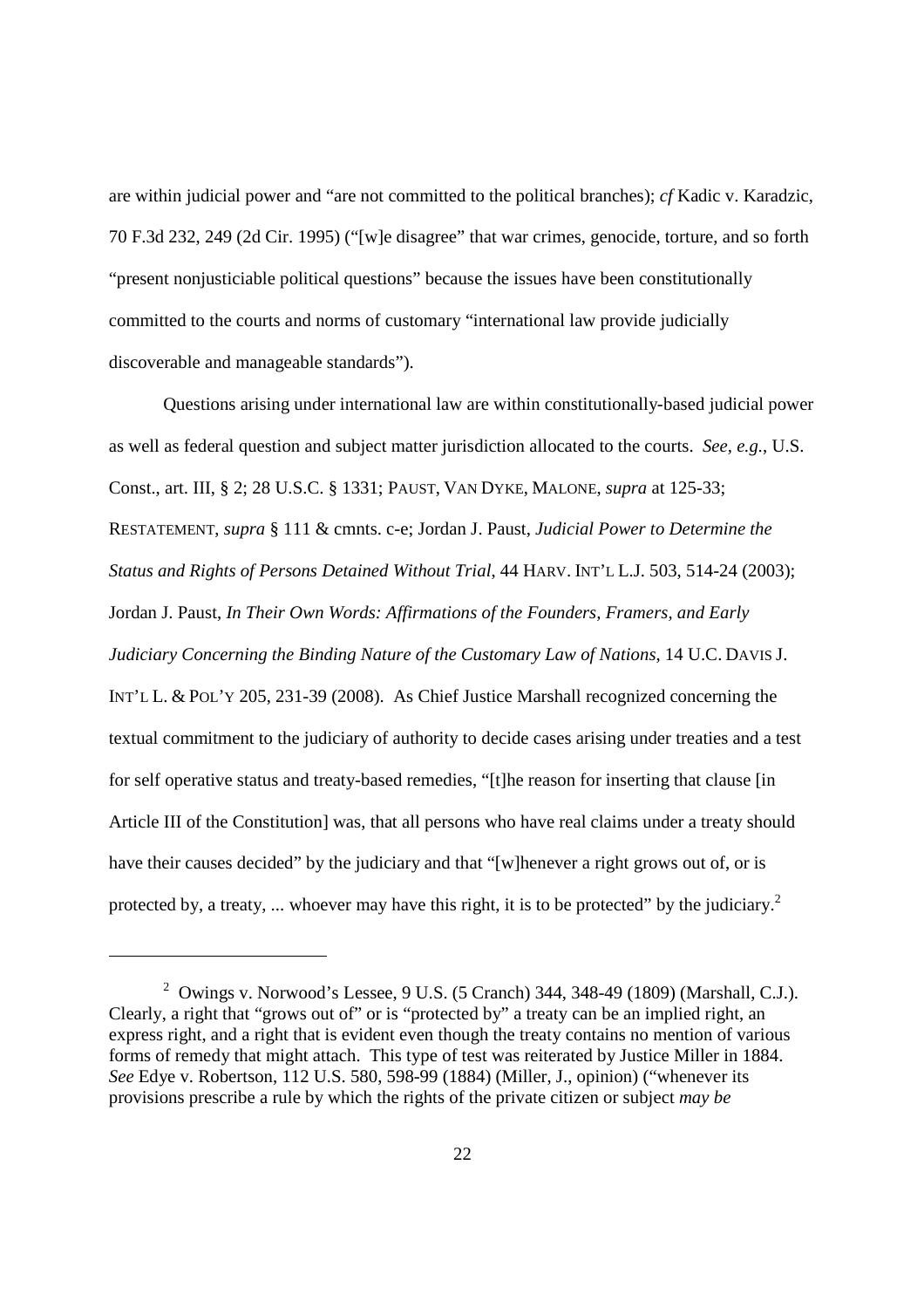are within judicial power and "are not committed to the political branches); *cf* Kadic v. Karadzic, 70 F.3d 232, 249 (2d Cir. 1995) ("[w]e disagree" that war crimes, genocide, torture, and so forth "present nonjusticiable political questions" because the issues have been constitutionally committed to the courts and norms of customary "international law provide judicially discoverable and manageable standards").

Questions arising under international law are within constitutionally-based judicial power as well as federal question and subject matter jurisdiction allocated to the courts. *See, e.g.*, U.S. Const., art. III, § 2; 28 U.S.C. § 1331; PAUST, VAN DYKE, MALONE, *supra* at 125-33; RESTATEMENT, *supra* § 111 & cmnts. c-e; Jordan J. Paust, *Judicial Power to Determine the Status and Rights of Persons Detained Without Trial*, 44 HARV. INT'L L.J. 503, 514-24 (2003); Jordan J. Paust, *In Their Own Words: Affirmations of the Founders, Framers, and Early Judiciary Concerning the Binding Nature of the Customary Law of Nations*, 14 U.C. DAVIS J. INT'L L. & POL'Y 205, 231-39 (2008). As Chief Justice Marshall recognized concerning the textual commitment to the judiciary of authority to decide cases arising under treaties and a test for self operative status and treaty-based remedies, "[t]he reason for inserting that clause [in Article III of the Constitution] was, that all persons who have real claims under a treaty should have their causes decided" by the judiciary and that "[w]henever a right grows out of, or is protected by, a treaty, ... whoever may have this right, it is to be protected" by the judiciary.[2]

---

[2] Owings v. Norwood's Lessee, 9 U.S. (5 Cranch) 344, 348-49 (1809) (Marshall, C.J.). Clearly, a right that "grows out of" or is "protected by" a treaty can be an implied right, an express right, and a right that is evident even though the treaty contains no mention of various forms of remedy that might attach. This type of test was reiterated by Justice Miller in 1884. *See* Edye v. Robertson, 112 U.S. 580, 598-99 (1884) (Miller, J., opinion) ("whenever its provisions prescribe a rule by which the rights of the private citizen or subject *may be*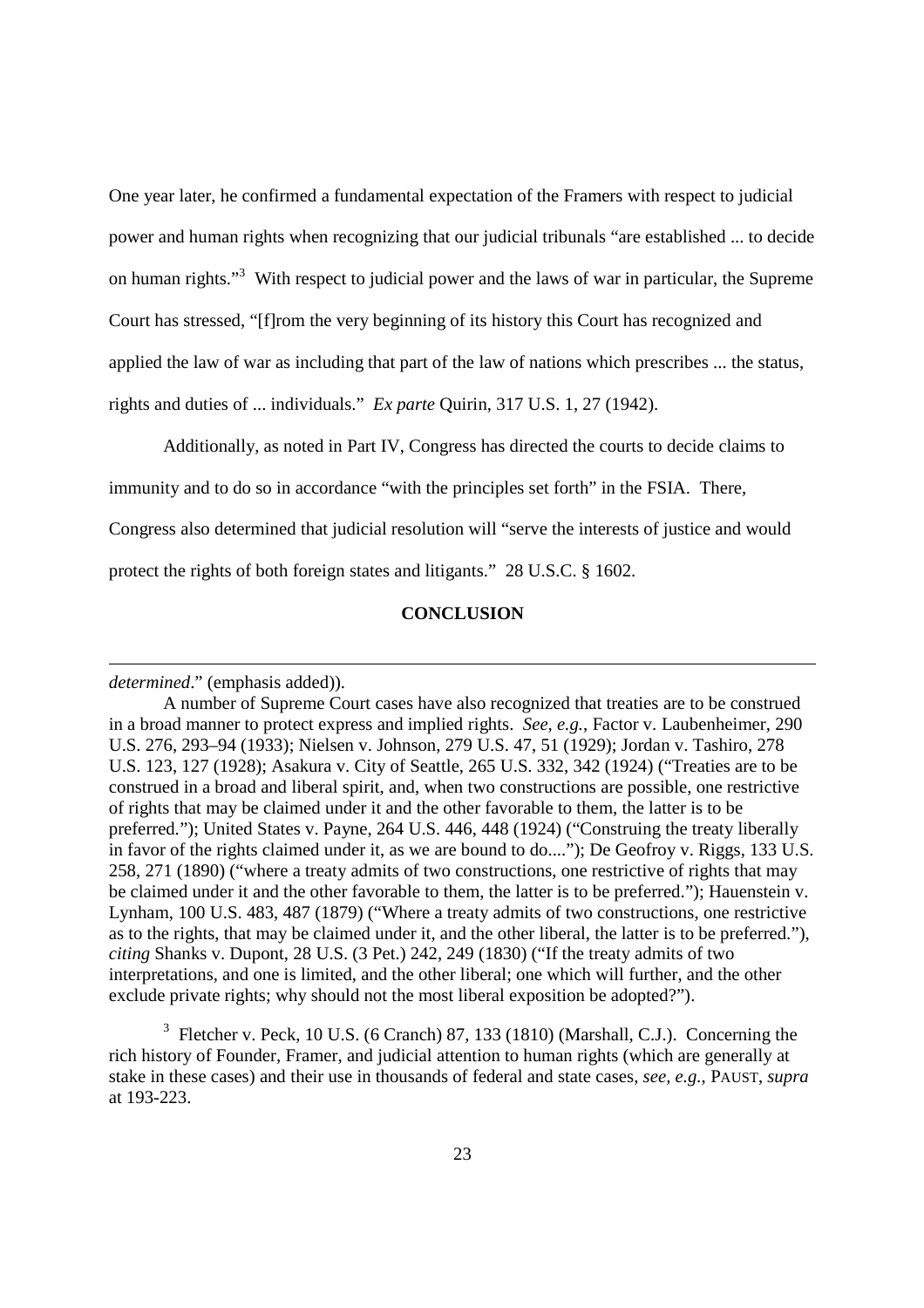One year later, he confirmed a fundamental expectation of the Framers with respect to judicial power and human rights when recognizing that our judicial tribunals "are established ... to decide on human rights."[3] With respect to judicial power and the laws of war in particular, the Supreme Court has stressed, "[f]rom the very beginning of its history this Court has recognized and applied the law of war as including that part of the law of nations which prescribes ... the status, rights and duties of ... individuals." *Ex parte* Quirin, 317 U.S. 1, 27 (1942).

Additionally, as noted in Part IV, Congress has directed the courts to decide claims to immunity and to do so in accordance "with the principles set forth" in the FSIA. There, Congress also determined that judicial resolution will "serve the interests of justice and would protect the rights of both foreign states and litigants." 28 U.S.C. § 1602.

**CONCLUSION**

---

*determined*." (emphasis added)).

A number of Supreme Court cases have also recognized that treaties are to be construed in a broad manner to protect express and implied rights. *See, e.g.*, Factor v. Laubenheimer, 290 U.S. 276, 293–94 (1933); Nielsen v. Johnson, 279 U.S. 47, 51 (1929); Jordan v. Tashiro, 278 U.S. 123, 127 (1928); Asakura v. City of Seattle, 265 U.S. 332, 342 (1924) ("Treaties are to be construed in a broad and liberal spirit, and, when two constructions are possible, one restrictive of rights that may be claimed under it and the other favorable to them, the latter is to be preferred."); United States v. Payne, 264 U.S. 446, 448 (1924) ("Construing the treaty liberally in favor of the rights claimed under it, as we are bound to do...."); De Geofroy v. Riggs, 133 U.S. 258, 271 (1890) ("where a treaty admits of two constructions, one restrictive of rights that may be claimed under it and the other favorable to them, the latter is to be preferred."); Hauenstein v. Lynham, 100 U.S. 483, 487 (1879) ("Where a treaty admits of two constructions, one restrictive as to the rights, that may be claimed under it, and the other liberal, the latter is to be preferred."), *citing* Shanks v. Dupont, 28 U.S. (3 Pet.) 242, 249 (1830) ("If the treaty admits of two interpretations, and one is limited, and the other liberal; one which will further, and the other exclude private rights; why should not the most liberal exposition be adopted?").

[3] Fletcher v. Peck, 10 U.S. (6 Cranch) 87, 133 (1810) (Marshall, C.J.). Concerning the rich history of Founder, Framer, and judicial attention to human rights (which are generally at stake in these cases) and their use in thousands of federal and state cases, *see, e.g.*, PAUST, *supra* at 193-223.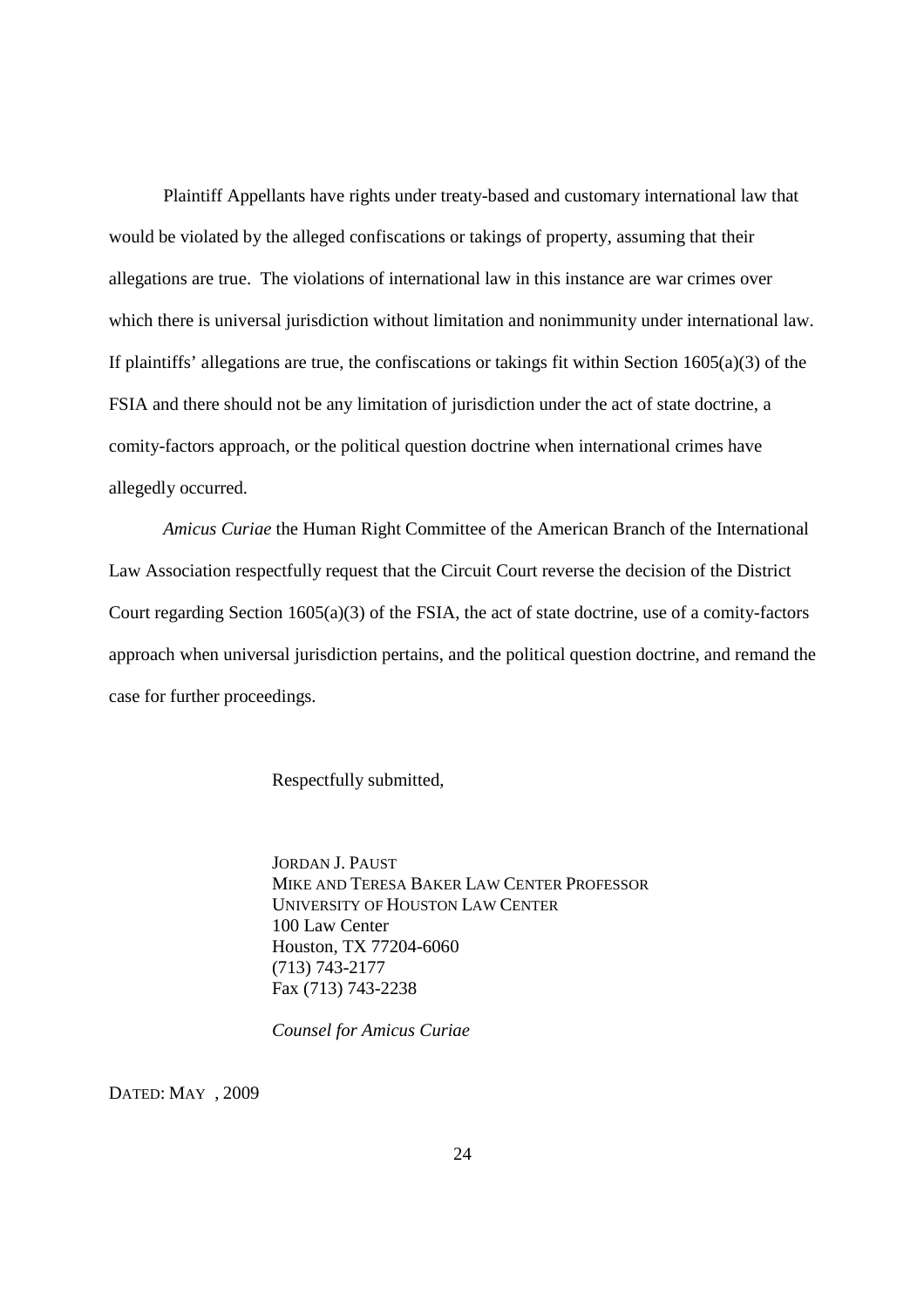Plaintiff Appellants have rights under treaty-based and customary international law that would be violated by the alleged confiscations or takings of property, assuming that their allegations are true. The violations of international law in this instance are war crimes over which there is universal jurisdiction without limitation and nonimmunity under international law. If plaintiffs' allegations are true, the confiscations or takings fit within Section 1605(a)(3) of the FSIA and there should not be any limitation of jurisdiction under the act of state doctrine, a comity-factors approach, or the political question doctrine when international crimes have allegedly occurred.

*Amicus Curiae* the Human Right Committee of the American Branch of the International Law Association respectfully request that the Circuit Court reverse the decision of the District Court regarding Section 1605(a)(3) of the FSIA, the act of state doctrine, use of a comity-factors approach when universal jurisdiction pertains, and the political question doctrine, and remand the case for further proceedings.

Respectfully submitted,

JORDAN J. PAUST
MIKE AND TERESA BAKER LAW CENTER PROFESSOR
UNIVERSITY OF HOUSTON LAW CENTER
100 Law Center
Houston, TX 77204-6060
(713) 743-2177
Fax (713) 743-2238

*Counsel for Amicus Curiae*

DATED: MAY , 2009